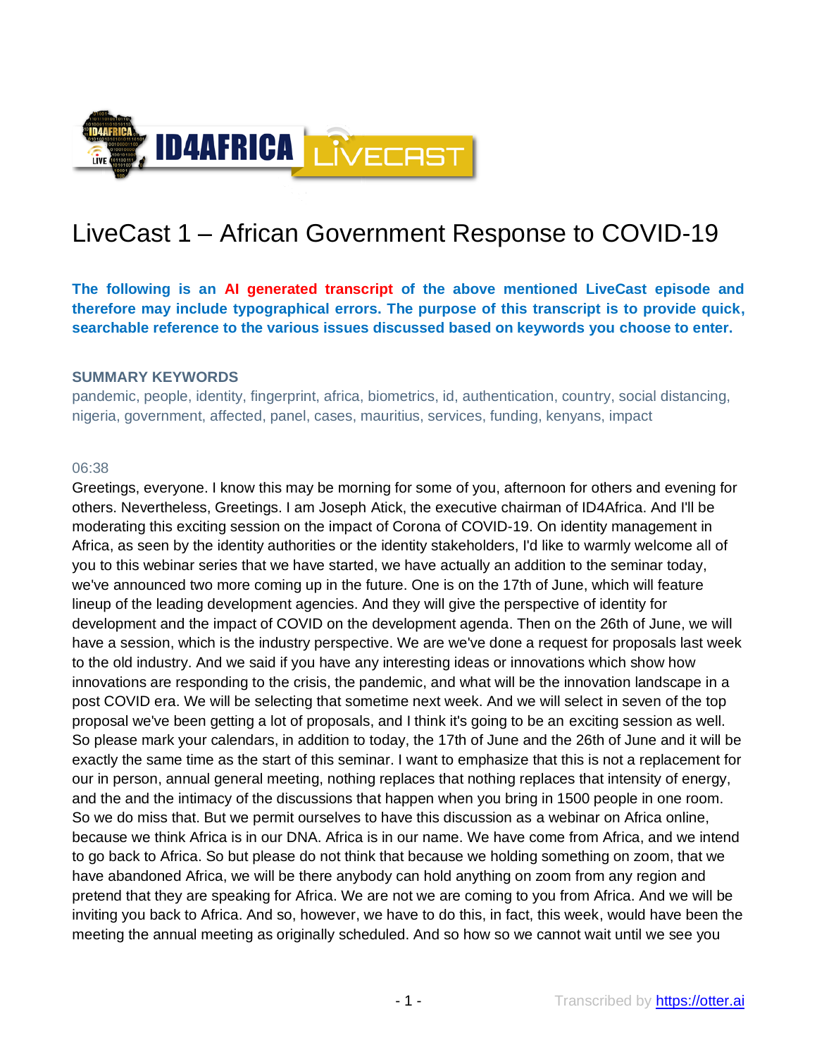# LiveCast 1 – African Government Response to COVID-19

**The following is an AI generated transcript of the above mentioned LiveCast episode and therefore may include typographical errors. The purpose of this transcript is to provide quick, searchable reference to the various issues discussed based on keywords you choose to enter.**

**SUMMARY KEYWORDS**

pandemic, people, identity, fingerprint, africa, biometrics, id, authentication, country, social distancing, nigeria, government, affected, panel, cases, mauritius, services, funding, kenyans, impact

06:38

Greetings, everyone. I know this may be morning for some of you, afternoon for others and evening for others. Nevertheless, Greetings. I am Joseph Atick, the executive chairman of ID4Africa. And I'll be moderating this exciting session on the impact of Corona of COVID-19. On identity management in Africa, as seen by the identity authorities or the identity stakeholders, I'd like to warmly welcome all of you to this webinar series that we have started, we have actually an addition to the seminar today, we've announced two more coming up in the future. One is on the 17th of June, which will feature lineup of the leading development agencies. And they will give the perspective of identity for development and the impact of COVID on the development agenda. Then on the 26th of June, we will have a session, which is the industry perspective. We are we've done a request for proposals last week to the old industry. And we said if you have any interesting ideas or innovations which show how innovations are responding to the crisis, the pandemic, and what will be the innovation landscape in a post COVID era. We will be selecting that sometime next week. And we will select in seven of the top proposal we've been getting a lot of proposals, and I think it's going to be an exciting session as well. So please mark your calendars, in addition to today, the 17th of June and the 26th of June and it will be exactly the same time as the start of this seminar. I want to emphasize that this is not a replacement for our in person, annual general meeting, nothing replaces that nothing replaces that intensity of energy, and the and the intimacy of the discussions that happen when you bring in 1500 people in one room. So we do miss that. But we permit ourselves to have this discussion as a webinar on Africa online, because we think Africa is in our DNA. Africa is in our name. We have come from Africa, and we intend to go back to Africa. So but please do not think that because we holding something on zoom, that we have abandoned Africa, we will be there anybody can hold anything on zoom from any region and pretend that they are speaking for Africa. We are not we are coming to you from Africa. And we will be inviting you back to Africa. And so, however, we have to do this, in fact, this week, would have been the meeting the annual meeting as originally scheduled. And so how so we cannot wait until we see you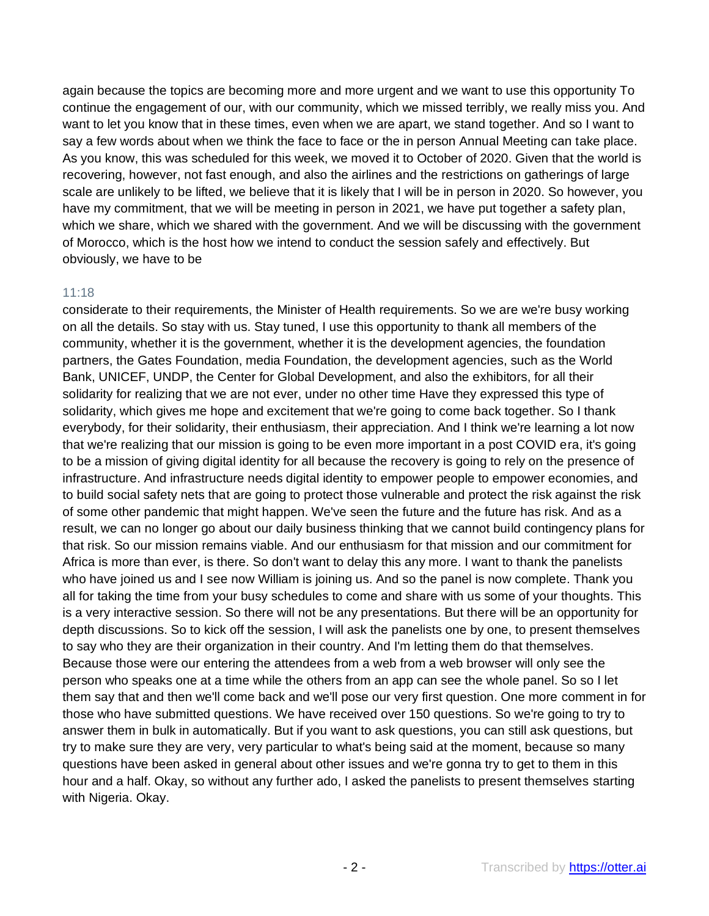again because the topics are becoming more and more urgent and we want to use this opportunity To continue the engagement of our, with our community, which we missed terribly, we really miss you. And want to let you know that in these times, even when we are apart, we stand together. And so I want to say a few words about when we think the face to face or the in person Annual Meeting can take place. As you know, this was scheduled for this week, we moved it to October of 2020. Given that the world is recovering, however, not fast enough, and also the airlines and the restrictions on gatherings of large scale are unlikely to be lifted, we believe that it is likely that I will be in person in 2020. So however, you have my commitment, that we will be meeting in person in 2021, we have put together a safety plan, which we share, which we shared with the government. And we will be discussing with the government of Morocco, which is the host how we intend to conduct the session safely and effectively. But obviously, we have to be

11:18

considerate to their requirements, the Minister of Health requirements. So we are we're busy working on all the details. So stay with us. Stay tuned, I use this opportunity to thank all members of the community, whether it is the government, whether it is the development agencies, the foundation partners, the Gates Foundation, media Foundation, the development agencies, such as the World Bank, UNICEF, UNDP, the Center for Global Development, and also the exhibitors, for all their solidarity for realizing that we are not ever, under no other time Have they expressed this type of solidarity, which gives me hope and excitement that we're going to come back together. So I thank everybody, for their solidarity, their enthusiasm, their appreciation. And I think we're learning a lot now that we're realizing that our mission is going to be even more important in a post COVID era, it's going to be a mission of giving digital identity for all because the recovery is going to rely on the presence of infrastructure. And infrastructure needs digital identity to empower people to empower economies, and to build social safety nets that are going to protect those vulnerable and protect the risk against the risk of some other pandemic that might happen. We've seen the future and the future has risk. And as a result, we can no longer go about our daily business thinking that we cannot build contingency plans for that risk. So our mission remains viable. And our enthusiasm for that mission and our commitment for Africa is more than ever, is there. So don't want to delay this any more. I want to thank the panelists who have joined us and I see now William is joining us. And so the panel is now complete. Thank you all for taking the time from your busy schedules to come and share with us some of your thoughts. This is a very interactive session. So there will not be any presentations. But there will be an opportunity for depth discussions. So to kick off the session, I will ask the panelists one by one, to present themselves to say who they are their organization in their country. And I'm letting them do that themselves. Because those were our entering the attendees from a web from a web browser will only see the person who speaks one at a time while the others from an app can see the whole panel. So so I let them say that and then we'll come back and we'll pose our very first question. One more comment in for those who have submitted questions. We have received over 150 questions. So we're going to try to answer them in bulk in automatically. But if you want to ask questions, you can still ask questions, but try to make sure they are very, very particular to what's being said at the moment, because so many questions have been asked in general about other issues and we're gonna try to get to them in this hour and a half. Okay, so without any further ado, I asked the panelists to present themselves starting with Nigeria. Okay.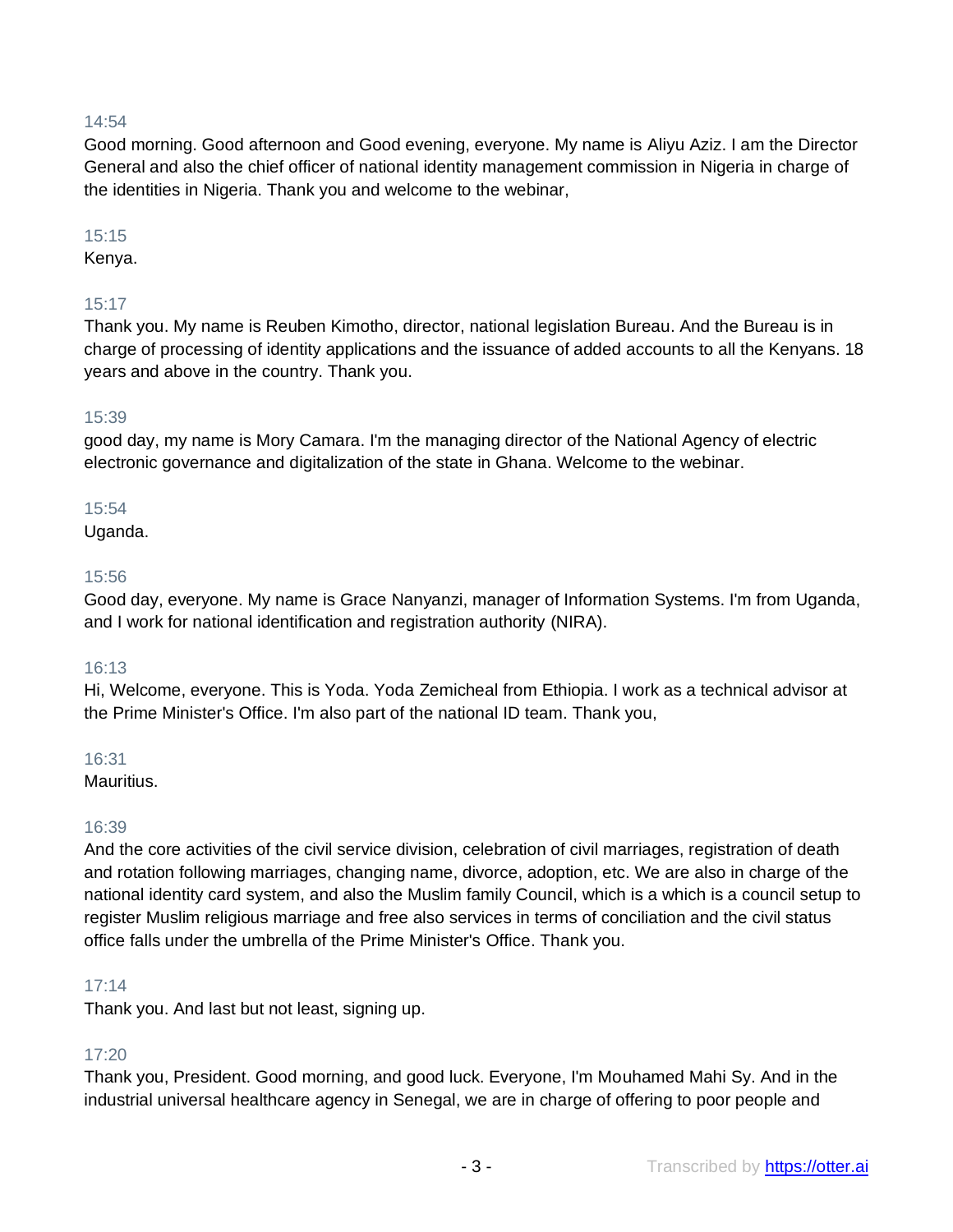14:54

Good morning. Good afternoon and Good evening, everyone. My name is Aliyu Aziz. I am the Director General and also the chief officer of national identity management commission in Nigeria in charge of the identities in Nigeria. Thank you and welcome to the webinar,

15:15

Kenya.

15:17

Thank you. My name is Reuben Kimotho, director, national legislation Bureau. And the Bureau is in charge of processing of identity applications and the issuance of added accounts to all the Kenyans. 18 years and above in the country. Thank you.

15:39

good day, my name is Mory Camara. I'm the managing director of the National Agency of electric electronic governance and digitalization of the state in Ghana. Welcome to the webinar.

15:54

Uganda.

15:56

Good day, everyone. My name is Grace Nanyanzi, manager of Information Systems. I'm from Uganda, and I work for national identification and registration authority (NIRA).

16:13

Hi, Welcome, everyone. This is Yoda. Yoda Zemicheal from Ethiopia. I work as a technical advisor at the Prime Minister's Office. I'm also part of the national ID team. Thank you,

16:31

Mauritius.

16:39

And the core activities of the civil service division, celebration of civil marriages, registration of death and rotation following marriages, changing name, divorce, adoption, etc. We are also in charge of the national identity card system, and also the Muslim family Council, which is a which is a council setup to register Muslim religious marriage and free also services in terms of conciliation and the civil status office falls under the umbrella of the Prime Minister's Office. Thank you.

17:14

Thank you. And last but not least, signing up.

17:20

Thank you, President. Good morning, and good luck. Everyone, I'm Mouhamed Mahi Sy. And in the industrial universal healthcare agency in Senegal, we are in charge of offering to poor people and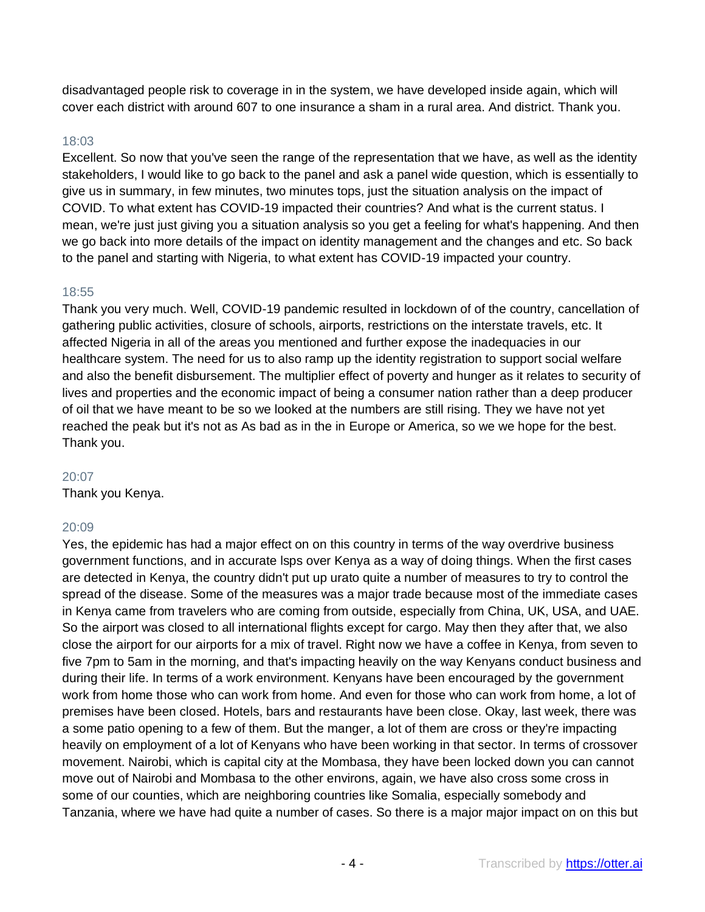disadvantaged people risk to coverage in in the system, we have developed inside again, which will cover each district with around 607 to one insurance a sham in a rural area. And district. Thank you.

18:03

Excellent. So now that you've seen the range of the representation that we have, as well as the identity stakeholders, I would like to go back to the panel and ask a panel wide question, which is essentially to give us in summary, in few minutes, two minutes tops, just the situation analysis on the impact of COVID. To what extent has COVID-19 impacted their countries? And what is the current status. I mean, we're just just giving you a situation analysis so you get a feeling for what's happening. And then we go back into more details of the impact on identity management and the changes and etc. So back to the panel and starting with Nigeria, to what extent has COVID-19 impacted your country.

18:55

Thank you very much. Well, COVID-19 pandemic resulted in lockdown of of the country, cancellation of gathering public activities, closure of schools, airports, restrictions on the interstate travels, etc. It affected Nigeria in all of the areas you mentioned and further expose the inadequacies in our healthcare system. The need for us to also ramp up the identity registration to support social welfare and also the benefit disbursement. The multiplier effect of poverty and hunger as it relates to security of lives and properties and the economic impact of being a consumer nation rather than a deep producer of oil that we have meant to be so we looked at the numbers are still rising. They we have not yet reached the peak but it's not as As bad as in the in Europe or America, so we we hope for the best. Thank you.

20:07

Thank you Kenya.

20:09

Yes, the epidemic has had a major effect on on this country in terms of the way overdrive business government functions, and in accurate lsps over Kenya as a way of doing things. When the first cases are detected in Kenya, the country didn't put up urato quite a number of measures to try to control the spread of the disease. Some of the measures was a major trade because most of the immediate cases in Kenya came from travelers who are coming from outside, especially from China, UK, USA, and UAE. So the airport was closed to all international flights except for cargo. May then they after that, we also close the airport for our airports for a mix of travel. Right now we have a coffee in Kenya, from seven to five 7pm to 5am in the morning, and that's impacting heavily on the way Kenyans conduct business and during their life. In terms of a work environment. Kenyans have been encouraged by the government work from home those who can work from home. And even for those who can work from home, a lot of premises have been closed. Hotels, bars and restaurants have been close. Okay, last week, there was a some patio opening to a few of them. But the manger, a lot of them are cross or they're impacting heavily on employment of a lot of Kenyans who have been working in that sector. In terms of crossover movement. Nairobi, which is capital city at the Mombasa, they have been locked down you can cannot move out of Nairobi and Mombasa to the other environs, again, we have also cross some cross in some of our counties, which are neighboring countries like Somalia, especially somebody and Tanzania, where we have had quite a number of cases. So there is a major major impact on on this but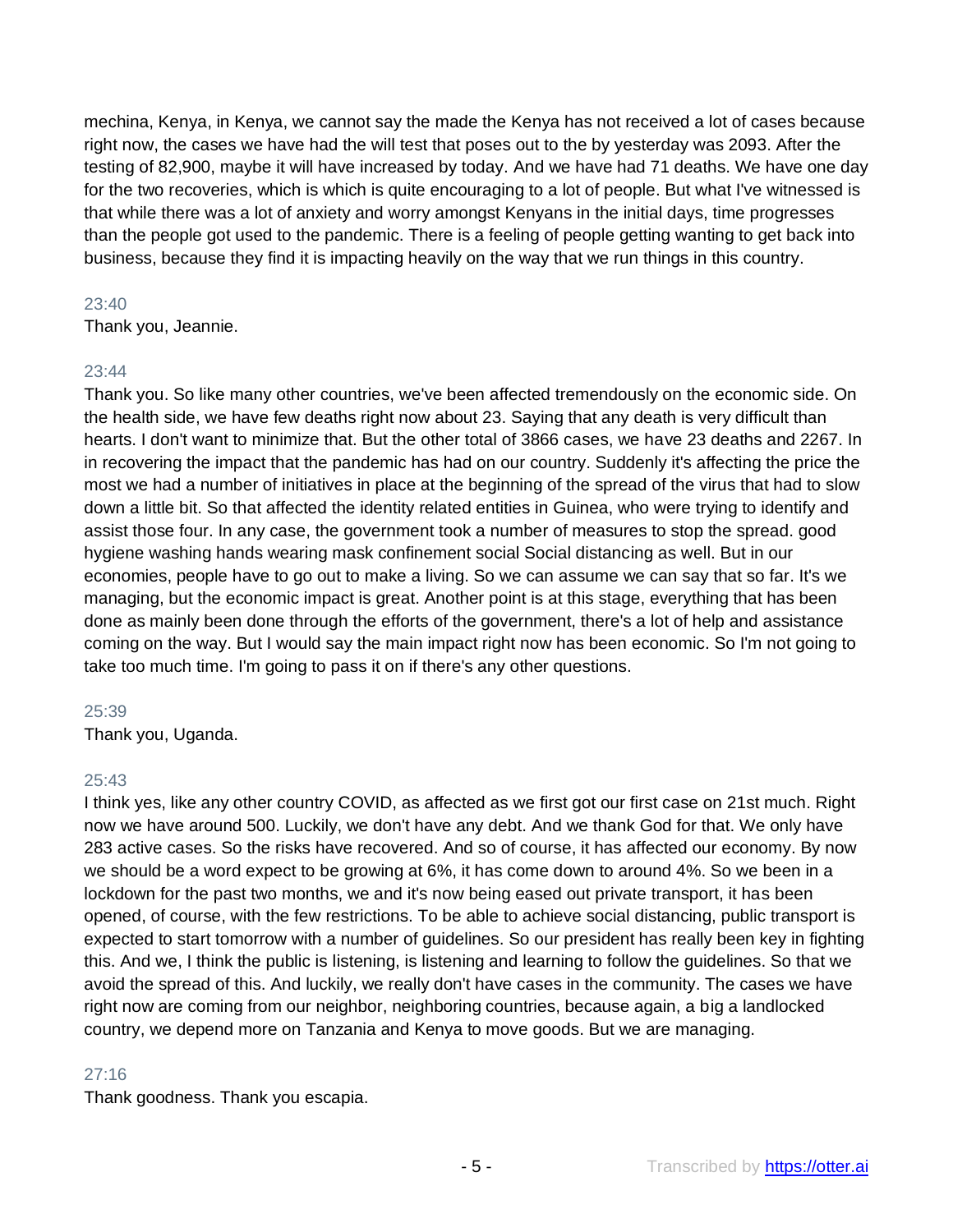mechina, Kenya, in Kenya, we cannot say the made the Kenya has not received a lot of cases because right now, the cases we have had the will test that poses out to the by yesterday was 2093. After the testing of 82,900, maybe it will have increased by today. And we have had 71 deaths. We have one day for the two recoveries, which is which is quite encouraging to a lot of people. But what I've witnessed is that while there was a lot of anxiety and worry amongst Kenyans in the initial days, time progresses than the people got used to the pandemic. There is a feeling of people getting wanting to get back into business, because they find it is impacting heavily on the way that we run things in this country.

23:40
Thank you, Jeannie.

23:44
Thank you. So like many other countries, we've been affected tremendously on the economic side. On the health side, we have few deaths right now about 23. Saying that any death is very difficult than hearts. I don't want to minimize that. But the other total of 3866 cases, we have 23 deaths and 2267. In in recovering the impact that the pandemic has had on our country. Suddenly it's affecting the price the most we had a number of initiatives in place at the beginning of the spread of the virus that had to slow down a little bit. So that affected the identity related entities in Guinea, who were trying to identify and assist those four. In any case, the government took a number of measures to stop the spread. good hygiene washing hands wearing mask confinement social Social distancing as well. But in our economies, people have to go out to make a living. So we can assume we can say that so far. It's we managing, but the economic impact is great. Another point is at this stage, everything that has been done as mainly been done through the efforts of the government, there's a lot of help and assistance coming on the way. But I would say the main impact right now has been economic. So I'm not going to take too much time. I'm going to pass it on if there's any other questions.

25:39
Thank you, Uganda.

25:43
I think yes, like any other country COVID, as affected as we first got our first case on 21st much. Right now we have around 500. Luckily, we don't have any debt. And we thank God for that. We only have 283 active cases. So the risks have recovered. And so of course, it has affected our economy. By now we should be a word expect to be growing at 6%, it has come down to around 4%. So we been in a lockdown for the past two months, we and it's now being eased out private transport, it has been opened, of course, with the few restrictions. To be able to achieve social distancing, public transport is expected to start tomorrow with a number of guidelines. So our president has really been key in fighting this. And we, I think the public is listening, is listening and learning to follow the guidelines. So that we avoid the spread of this. And luckily, we really don't have cases in the community. The cases we have right now are coming from our neighbor, neighboring countries, because again, a big a landlocked country, we depend more on Tanzania and Kenya to move goods. But we are managing.

27:16
Thank goodness. Thank you escapia.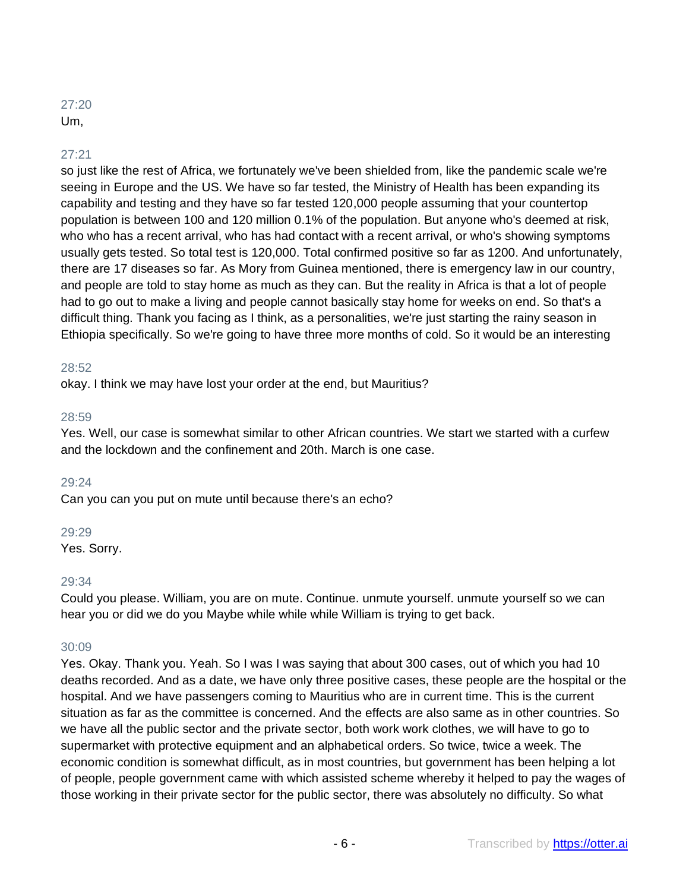27:20
Um,

27:21
so just like the rest of Africa, we fortunately we've been shielded from, like the pandemic scale we're seeing in Europe and the US. We have so far tested, the Ministry of Health has been expanding its capability and testing and they have so far tested 120,000 people assuming that your countertop population is between 100 and 120 million 0.1% of the population. But anyone who's deemed at risk, who who has a recent arrival, who has had contact with a recent arrival, or who's showing symptoms usually gets tested. So total test is 120,000. Total confirmed positive so far as 1200. And unfortunately, there are 17 diseases so far. As Mory from Guinea mentioned, there is emergency law in our country, and people are told to stay home as much as they can. But the reality in Africa is that a lot of people had to go out to make a living and people cannot basically stay home for weeks on end. So that's a difficult thing. Thank you facing as I think, as a personalities, we're just starting the rainy season in Ethiopia specifically. So we're going to have three more months of cold. So it would be an interesting

28:52
okay. I think we may have lost your order at the end, but Mauritius?

28:59
Yes. Well, our case is somewhat similar to other African countries. We start we started with a curfew and the lockdown and the confinement and 20th. March is one case.

29:24
Can you can you put on mute until because there's an echo?

29:29
Yes. Sorry.

29:34
Could you please. William, you are on mute. Continue. unmute yourself. unmute yourself so we can hear you or did we do you Maybe while while while William is trying to get back.

30:09
Yes. Okay. Thank you. Yeah. So I was I was saying that about 300 cases, out of which you had 10 deaths recorded. And as a date, we have only three positive cases, these people are the hospital or the hospital. And we have passengers coming to Mauritius who are in current time. This is the current situation as far as the committee is concerned. And the effects are also same as in other countries. So we have all the public sector and the private sector, both work work clothes, we will have to go to supermarket with protective equipment and an alphabetical orders. So twice, twice a week. The economic condition is somewhat difficult, as in most countries, but government has been helping a lot of people, people government came with which assisted scheme whereby it helped to pay the wages of those working in their private sector for the public sector, there was absolutely no difficulty. So what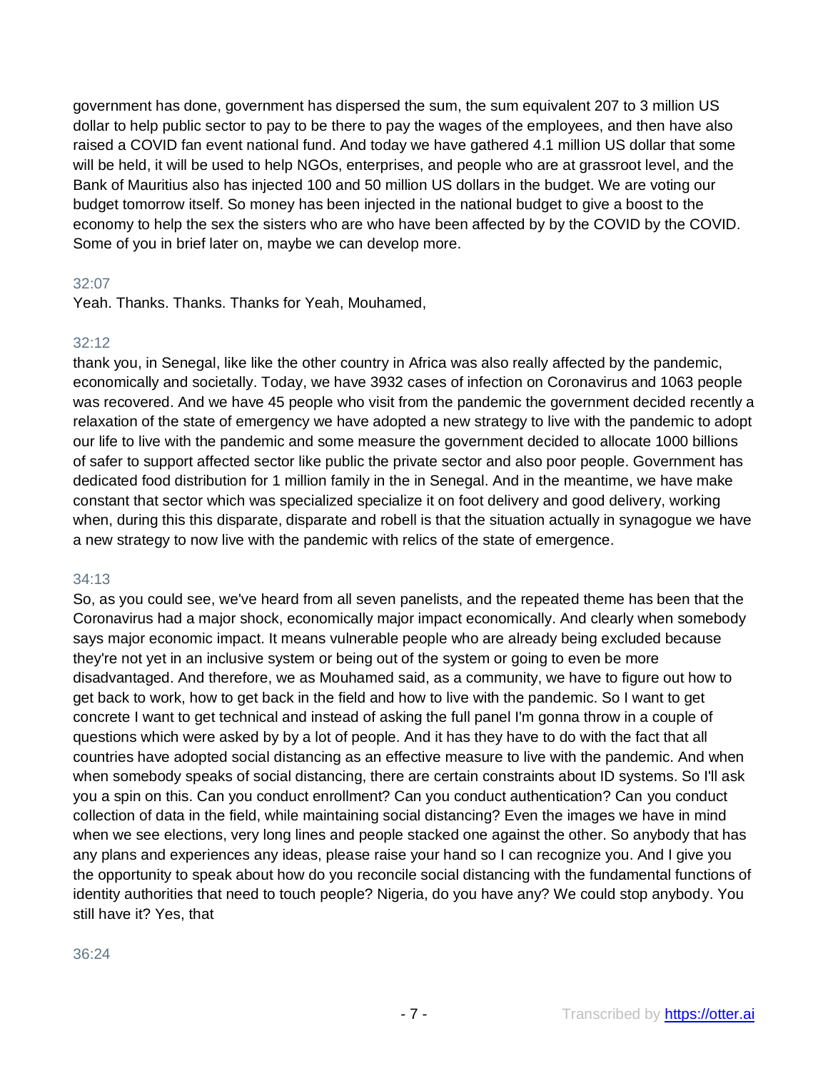government has done, government has dispersed the sum, the sum equivalent 207 to 3 million US dollar to help public sector to pay to be there to pay the wages of the employees, and then have also raised a COVID fan event national fund. And today we have gathered 4.1 million US dollar that some will be held, it will be used to help NGOs, enterprises, and people who are at grassroot level, and the Bank of Mauritius also has injected 100 and 50 million US dollars in the budget. We are voting our budget tomorrow itself. So money has been injected in the national budget to give a boost to the economy to help the sex the sisters who are who have been affected by by the COVID by the COVID. Some of you in brief later on, maybe we can develop more.

32:07

Yeah. Thanks. Thanks. Thanks for Yeah, Mouhamed,

32:12

thank you, in Senegal, like like the other country in Africa was also really affected by the pandemic, economically and societally. Today, we have 3932 cases of infection on Coronavirus and 1063 people was recovered. And we have 45 people who visit from the pandemic the government decided recently a relaxation of the state of emergency we have adopted a new strategy to live with the pandemic to adopt our life to live with the pandemic and some measure the government decided to allocate 1000 billions of safer to support affected sector like public the private sector and also poor people. Government has dedicated food distribution for 1 million family in the in Senegal. And in the meantime, we have make constant that sector which was specialized specialize it on foot delivery and good delivery, working when, during this this disparate, disparate and robell is that the situation actually in synagogue we have a new strategy to now live with the pandemic with relics of the state of emergence.

34:13

So, as you could see, we've heard from all seven panelists, and the repeated theme has been that the Coronavirus had a major shock, economically major impact economically. And clearly when somebody says major economic impact. It means vulnerable people who are already being excluded because they're not yet in an inclusive system or being out of the system or going to even be more disadvantaged. And therefore, we as Mouhamed said, as a community, we have to figure out how to get back to work, how to get back in the field and how to live with the pandemic. So I want to get concrete I want to get technical and instead of asking the full panel I'm gonna throw in a couple of questions which were asked by by a lot of people. And it has they have to do with the fact that all countries have adopted social distancing as an effective measure to live with the pandemic. And when when somebody speaks of social distancing, there are certain constraints about ID systems. So I'll ask you a spin on this. Can you conduct enrollment? Can you conduct authentication? Can you conduct collection of data in the field, while maintaining social distancing? Even the images we have in mind when we see elections, very long lines and people stacked one against the other. So anybody that has any plans and experiences any ideas, please raise your hand so I can recognize you. And I give you the opportunity to speak about how do you reconcile social distancing with the fundamental functions of identity authorities that need to touch people? Nigeria, do you have any? We could stop anybody. You still have it? Yes, that

36:24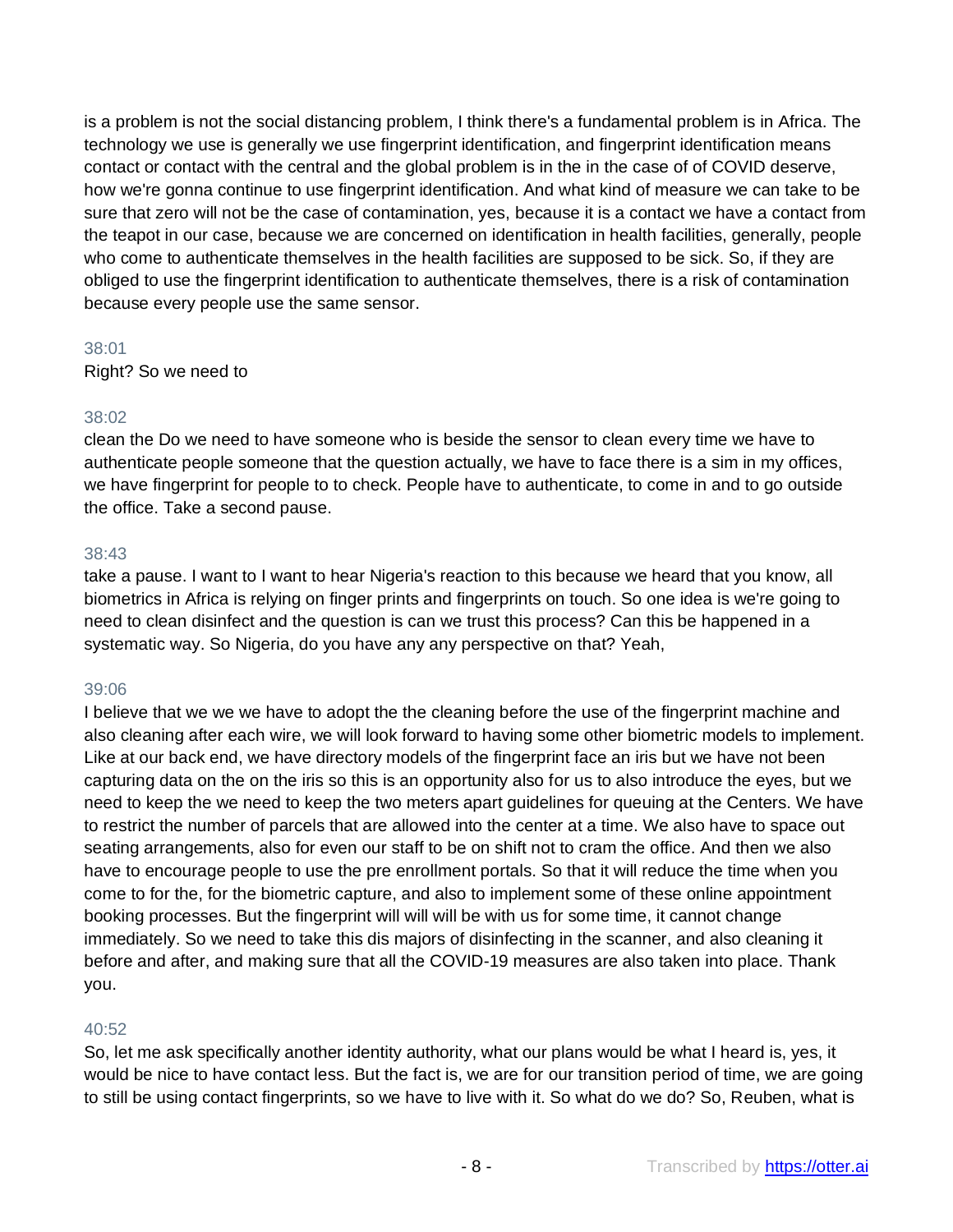is a problem is not the social distancing problem, I think there's a fundamental problem is in Africa. The technology we use is generally we use fingerprint identification, and fingerprint identification means contact or contact with the central and the global problem is in the in the case of of COVID deserve, how we're gonna continue to use fingerprint identification. And what kind of measure we can take to be sure that zero will not be the case of contamination, yes, because it is a contact we have a contact from the teapot in our case, because we are concerned on identification in health facilities, generally, people who come to authenticate themselves in the health facilities are supposed to be sick. So, if they are obliged to use the fingerprint identification to authenticate themselves, there is a risk of contamination because every people use the same sensor.

38:01

Right? So we need to

38:02

clean the Do we need to have someone who is beside the sensor to clean every time we have to authenticate people someone that the question actually, we have to face there is a sim in my offices, we have fingerprint for people to to check. People have to authenticate, to come in and to go outside the office. Take a second pause.

38:43

take a pause. I want to I want to hear Nigeria's reaction to this because we heard that you know, all biometrics in Africa is relying on finger prints and fingerprints on touch. So one idea is we're going to need to clean disinfect and the question is can we trust this process? Can this be happened in a systematic way. So Nigeria, do you have any any perspective on that? Yeah,

39:06

I believe that we we we have to adopt the the cleaning before the use of the fingerprint machine and also cleaning after each wire, we will look forward to having some other biometric models to implement. Like at our back end, we have directory models of the fingerprint face an iris but we have not been capturing data on the on the iris so this is an opportunity also for us to also introduce the eyes, but we need to keep the we need to keep the two meters apart guidelines for queuing at the Centers. We have to restrict the number of parcels that are allowed into the center at a time. We also have to space out seating arrangements, also for even our staff to be on shift not to cram the office. And then we also have to encourage people to use the pre enrollment portals. So that it will reduce the time when you come to for the, for the biometric capture, and also to implement some of these online appointment booking processes. But the fingerprint will will will be with us for some time, it cannot change immediately. So we need to take this dis majors of disinfecting in the scanner, and also cleaning it before and after, and making sure that all the COVID-19 measures are also taken into place. Thank you.

40:52

So, let me ask specifically another identity authority, what our plans would be what I heard is, yes, it would be nice to have contact less. But the fact is, we are for our transition period of time, we are going to still be using contact fingerprints, so we have to live with it. So what do we do? So, Reuben, what is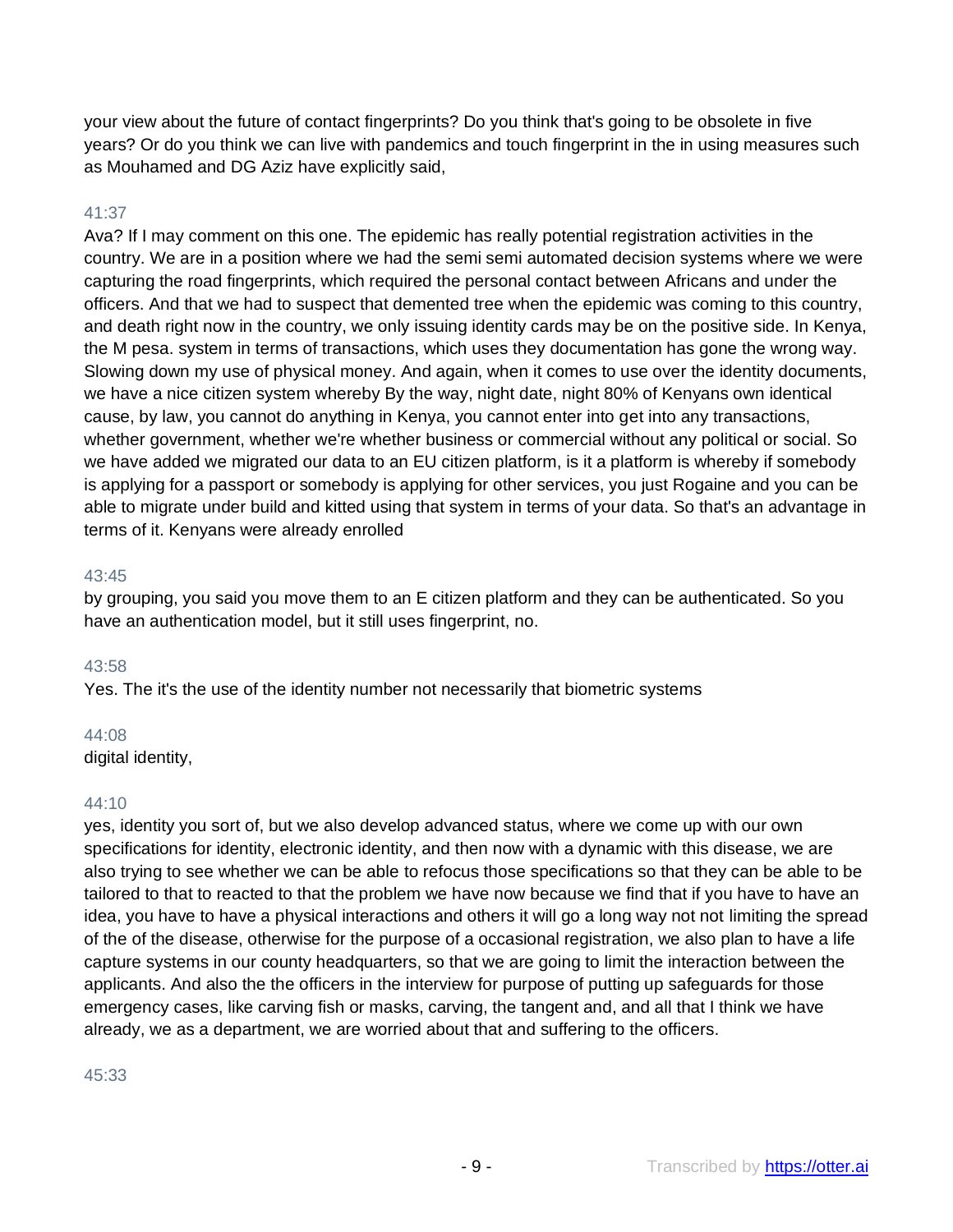your view about the future of contact fingerprints? Do you think that's going to be obsolete in five years? Or do you think we can live with pandemics and touch fingerprint in the in using measures such as Mouhamed and DG Aziz have explicitly said,

41:37

Ava? If I may comment on this one. The epidemic has really potential registration activities in the country. We are in a position where we had the semi semi automated decision systems where we were capturing the road fingerprints, which required the personal contact between Africans and under the officers. And that we had to suspect that demented tree when the epidemic was coming to this country, and death right now in the country, we only issuing identity cards may be on the positive side. In Kenya, the M pesa. system in terms of transactions, which uses they documentation has gone the wrong way. Slowing down my use of physical money. And again, when it comes to use over the identity documents, we have a nice citizen system whereby By the way, night date, night 80% of Kenyans own identical cause, by law, you cannot do anything in Kenya, you cannot enter into get into any transactions, whether government, whether we're whether business or commercial without any political or social. So we have added we migrated our data to an EU citizen platform, is it a platform is whereby if somebody is applying for a passport or somebody is applying for other services, you just Rogaine and you can be able to migrate under build and kitted using that system in terms of your data. So that's an advantage in terms of it. Kenyans were already enrolled

43:45

by grouping, you said you move them to an E citizen platform and they can be authenticated. So you have an authentication model, but it still uses fingerprint, no.

43:58

Yes. The it's the use of the identity number not necessarily that biometric systems

44:08

digital identity,

44:10

yes, identity you sort of, but we also develop advanced status, where we come up with our own specifications for identity, electronic identity, and then now with a dynamic with this disease, we are also trying to see whether we can be able to refocus those specifications so that they can be able to be tailored to that to reacted to that the problem we have now because we find that if you have to have an idea, you have to have a physical interactions and others it will go a long way not not limiting the spread of the of the disease, otherwise for the purpose of a occasional registration, we also plan to have a life capture systems in our county headquarters, so that we are going to limit the interaction between the applicants. And also the the officers in the interview for purpose of putting up safeguards for those emergency cases, like carving fish or masks, carving, the tangent and, and all that I think we have already, we as a department, we are worried about that and suffering to the officers.

45:33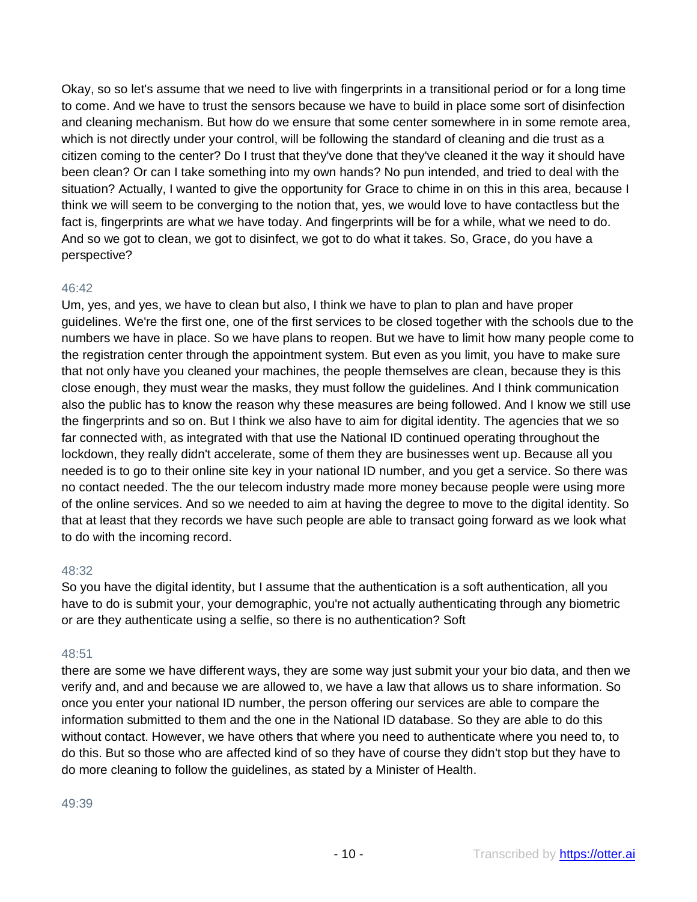Okay, so so let's assume that we need to live with fingerprints in a transitional period or for a long time to come. And we have to trust the sensors because we have to build in place some sort of disinfection and cleaning mechanism. But how do we ensure that some center somewhere in in some remote area, which is not directly under your control, will be following the standard of cleaning and die trust as a citizen coming to the center? Do I trust that they've done that they've cleaned it the way it should have been clean? Or can I take something into my own hands? No pun intended, and tried to deal with the situation? Actually, I wanted to give the opportunity for Grace to chime in on this in this area, because I think we will seem to be converging to the notion that, yes, we would love to have contactless but the fact is, fingerprints are what we have today. And fingerprints will be for a while, what we need to do. And so we got to clean, we got to disinfect, we got to do what it takes. So, Grace, do you have a perspective?

46:42

Um, yes, and yes, we have to clean but also, I think we have to plan to plan and have proper guidelines. We're the first one, one of the first services to be closed together with the schools due to the numbers we have in place. So we have plans to reopen. But we have to limit how many people come to the registration center through the appointment system. But even as you limit, you have to make sure that not only have you cleaned your machines, the people themselves are clean, because they is this close enough, they must wear the masks, they must follow the guidelines. And I think communication also the public has to know the reason why these measures are being followed. And I know we still use the fingerprints and so on. But I think we also have to aim for digital identity. The agencies that we so far connected with, as integrated with that use the National ID continued operating throughout the lockdown, they really didn't accelerate, some of them they are businesses went up. Because all you needed is to go to their online site key in your national ID number, and you get a service. So there was no contact needed. The the our telecom industry made more money because people were using more of the online services. And so we needed to aim at having the degree to move to the digital identity. So that at least that they records we have such people are able to transact going forward as we look what to do with the incoming record.

48:32

So you have the digital identity, but I assume that the authentication is a soft authentication, all you have to do is submit your, your demographic, you're not actually authenticating through any biometric or are they authenticate using a selfie, so there is no authentication? Soft

48:51

there are some we have different ways, they are some way just submit your your bio data, and then we verify and, and and because we are allowed to, we have a law that allows us to share information. So once you enter your national ID number, the person offering our services are able to compare the information submitted to them and the one in the National ID database. So they are able to do this without contact. However, we have others that where you need to authenticate where you need to, to do this. But so those who are affected kind of so they have of course they didn't stop but they have to do more cleaning to follow the guidelines, as stated by a Minister of Health.

49:39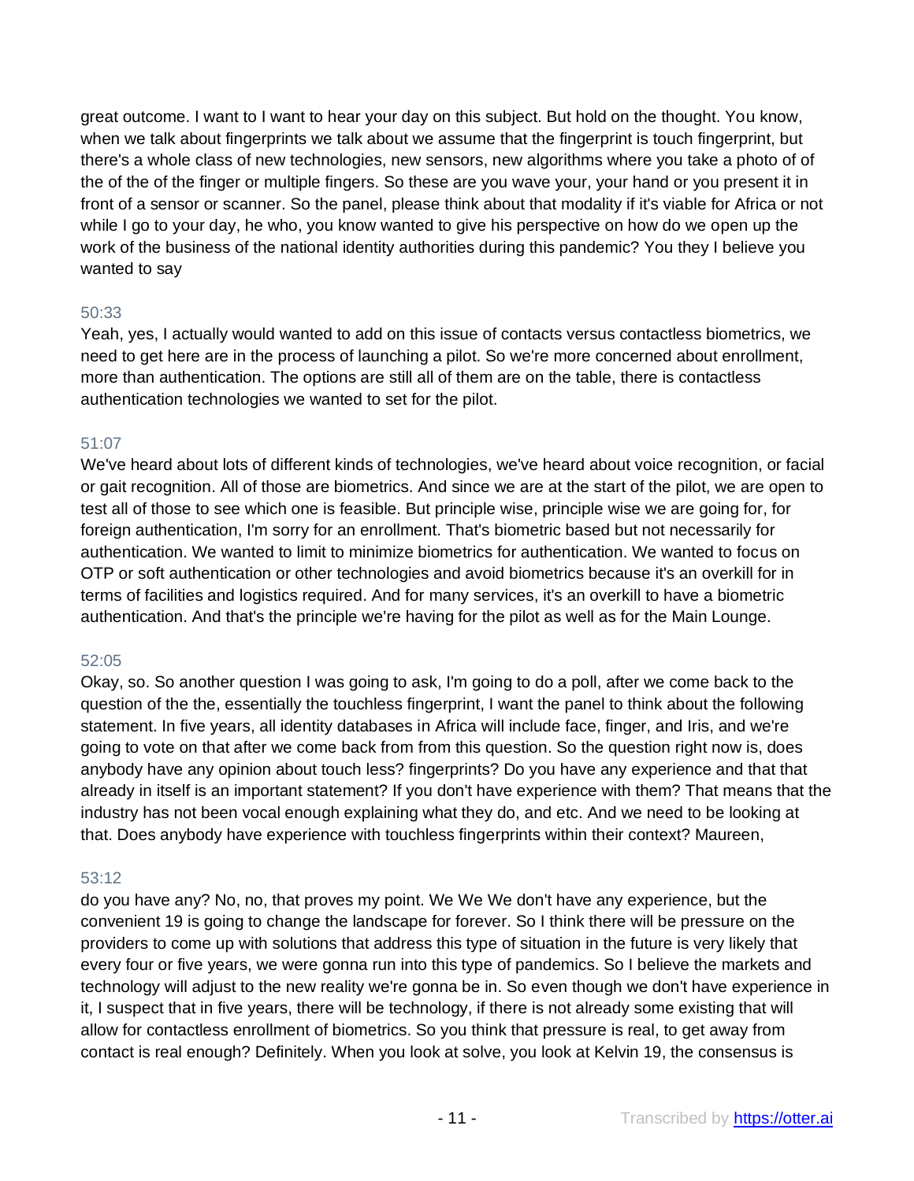great outcome. I want to I want to hear your day on this subject. But hold on the thought. You know, when we talk about fingerprints we talk about we assume that the fingerprint is touch fingerprint, but there's a whole class of new technologies, new sensors, new algorithms where you take a photo of of the of the of the finger or multiple fingers. So these are you wave your, your hand or you present it in front of a sensor or scanner. So the panel, please think about that modality if it's viable for Africa or not while I go to your day, he who, you know wanted to give his perspective on how do we open up the work of the business of the national identity authorities during this pandemic? You they I believe you wanted to say

50:33

Yeah, yes, I actually would wanted to add on this issue of contacts versus contactless biometrics, we need to get here are in the process of launching a pilot. So we're more concerned about enrollment, more than authentication. The options are still all of them are on the table, there is contactless authentication technologies we wanted to set for the pilot.

51:07

We've heard about lots of different kinds of technologies, we've heard about voice recognition, or facial or gait recognition. All of those are biometrics. And since we are at the start of the pilot, we are open to test all of those to see which one is feasible. But principle wise, principle wise we are going for, for foreign authentication, I'm sorry for an enrollment. That's biometric based but not necessarily for authentication. We wanted to limit to minimize biometrics for authentication. We wanted to focus on OTP or soft authentication or other technologies and avoid biometrics because it's an overkill for in terms of facilities and logistics required. And for many services, it's an overkill to have a biometric authentication. And that's the principle we're having for the pilot as well as for the Main Lounge.

52:05

Okay, so. So another question I was going to ask, I'm going to do a poll, after we come back to the question of the the, essentially the touchless fingerprint, I want the panel to think about the following statement. In five years, all identity databases in Africa will include face, finger, and Iris, and we're going to vote on that after we come back from from this question. So the question right now is, does anybody have any opinion about touch less? fingerprints? Do you have any experience and that that already in itself is an important statement? If you don't have experience with them? That means that the industry has not been vocal enough explaining what they do, and etc. And we need to be looking at that. Does anybody have experience with touchless fingerprints within their context? Maureen,

53:12

do you have any? No, no, that proves my point. We We We don't have any experience, but the convenient 19 is going to change the landscape for forever. So I think there will be pressure on the providers to come up with solutions that address this type of situation in the future is very likely that every four or five years, we were gonna run into this type of pandemics. So I believe the markets and technology will adjust to the new reality we're gonna be in. So even though we don't have experience in it, I suspect that in five years, there will be technology, if there is not already some existing that will allow for contactless enrollment of biometrics. So you think that pressure is real, to get away from contact is real enough? Definitely. When you look at solve, you look at Kelvin 19, the consensus is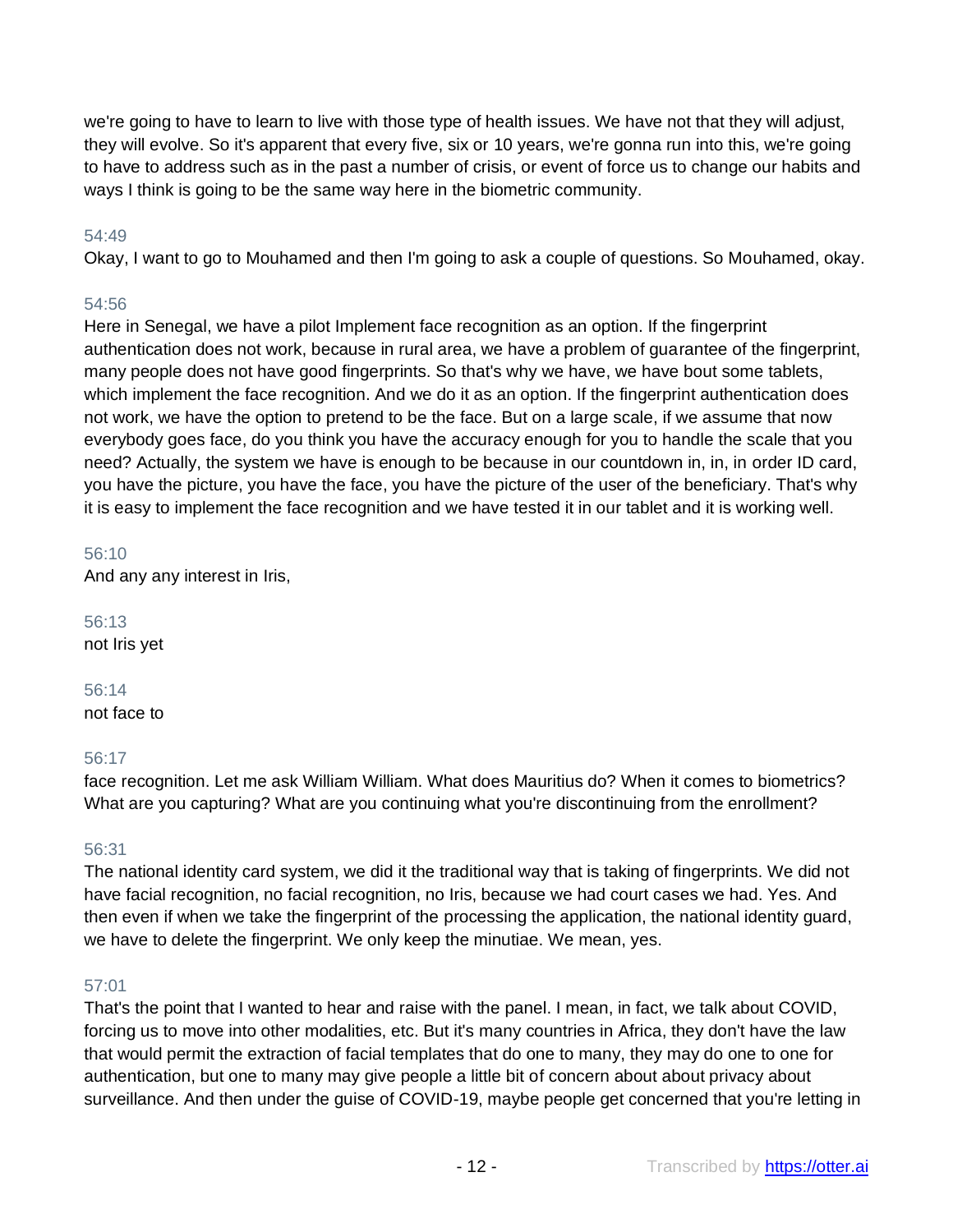we're going to have to learn to live with those type of health issues. We have not that they will adjust, they will evolve. So it's apparent that every five, six or 10 years, we're gonna run into this, we're going to have to address such as in the past a number of crisis, or event of force us to change our habits and ways I think is going to be the same way here in the biometric community.

54:49

Okay, I want to go to Mouhamed and then I'm going to ask a couple of questions. So Mouhamed, okay.

54:56

Here in Senegal, we have a pilot Implement face recognition as an option. If the fingerprint authentication does not work, because in rural area, we have a problem of guarantee of the fingerprint, many people does not have good fingerprints. So that's why we have, we have bout some tablets, which implement the face recognition. And we do it as an option. If the fingerprint authentication does not work, we have the option to pretend to be the face. But on a large scale, if we assume that now everybody goes face, do you think you have the accuracy enough for you to handle the scale that you need? Actually, the system we have is enough to be because in our countdown in, in, in order ID card, you have the picture, you have the face, you have the picture of the user of the beneficiary. That's why it is easy to implement the face recognition and we have tested it in our tablet and it is working well.

56:10

And any any interest in Iris,

56:13

not Iris yet

56:14

not face to

56:17

face recognition. Let me ask William William. What does Mauritius do? When it comes to biometrics? What are you capturing? What are you continuing what you're discontinuing from the enrollment?

56:31

The national identity card system, we did it the traditional way that is taking of fingerprints. We did not have facial recognition, no facial recognition, no Iris, because we had court cases we had. Yes. And then even if when we take the fingerprint of the processing the application, the national identity guard, we have to delete the fingerprint. We only keep the minutiae. We mean, yes.

57:01

That's the point that I wanted to hear and raise with the panel. I mean, in fact, we talk about COVID, forcing us to move into other modalities, etc. But it's many countries in Africa, they don't have the law that would permit the extraction of facial templates that do one to many, they may do one to one for authentication, but one to many may give people a little bit of concern about about privacy about surveillance. And then under the guise of COVID-19, maybe people get concerned that you're letting in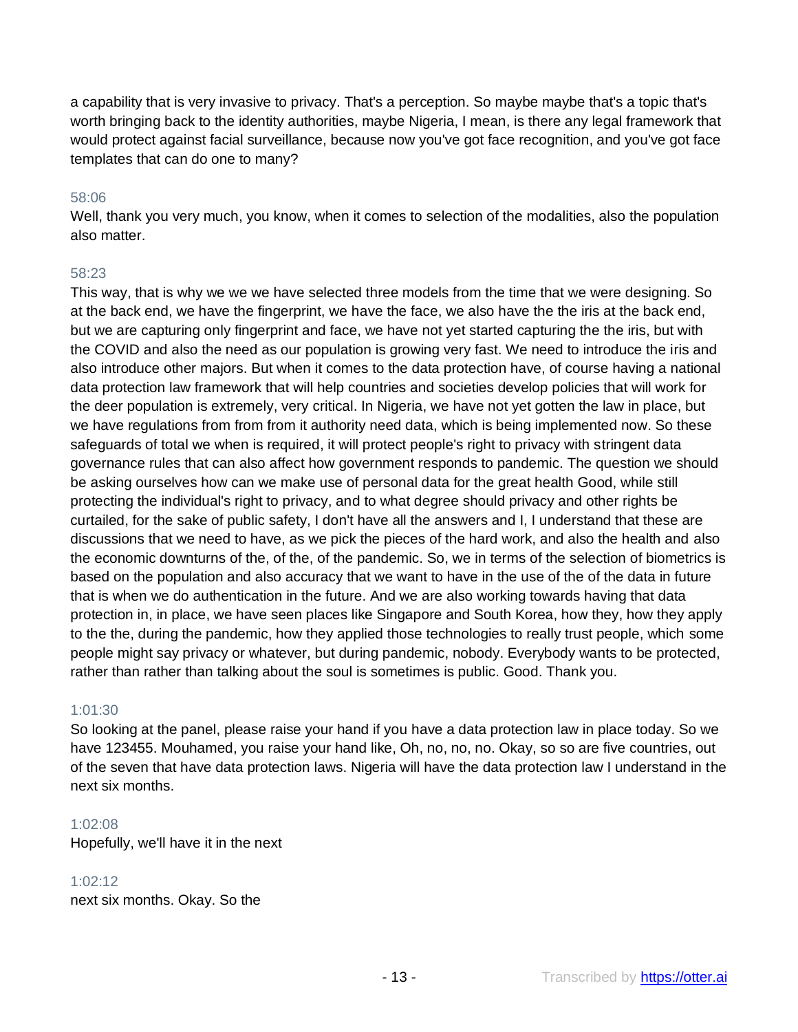a capability that is very invasive to privacy. That's a perception. So maybe maybe that's a topic that's worth bringing back to the identity authorities, maybe Nigeria, I mean, is there any legal framework that would protect against facial surveillance, because now you've got face recognition, and you've got face templates that can do one to many?

58:06

Well, thank you very much, you know, when it comes to selection of the modalities, also the population also matter.

58:23

This way, that is why we we we have selected three models from the time that we were designing. So at the back end, we have the fingerprint, we have the face, we also have the the iris at the back end, but we are capturing only fingerprint and face, we have not yet started capturing the the iris, but with the COVID and also the need as our population is growing very fast. We need to introduce the iris and also introduce other majors. But when it comes to the data protection have, of course having a national data protection law framework that will help countries and societies develop policies that will work for the deer population is extremely, very critical. In Nigeria, we have not yet gotten the law in place, but we have regulations from from from it authority need data, which is being implemented now. So these safeguards of total we when is required, it will protect people's right to privacy with stringent data governance rules that can also affect how government responds to pandemic. The question we should be asking ourselves how can we make use of personal data for the great health Good, while still protecting the individual's right to privacy, and to what degree should privacy and other rights be curtailed, for the sake of public safety, I don't have all the answers and I, I understand that these are discussions that we need to have, as we pick the pieces of the hard work, and also the health and also the economic downturns of the, of the, of the pandemic. So, we in terms of the selection of biometrics is based on the population and also accuracy that we want to have in the use of the of the data in future that is when we do authentication in the future. And we are also working towards having that data protection in, in place, we have seen places like Singapore and South Korea, how they, how they apply to the the, during the pandemic, how they applied those technologies to really trust people, which some people might say privacy or whatever, but during pandemic, nobody. Everybody wants to be protected, rather than rather than talking about the soul is sometimes is public. Good. Thank you.

1:01:30

So looking at the panel, please raise your hand if you have a data protection law in place today. So we have 123455. Mouhamed, you raise your hand like, Oh, no, no, no, no. Okay, so so are five countries, out of the seven that have data protection laws. Nigeria will have the data protection law I understand in the next six months.

1:02:08

Hopefully, we'll have it in the next

1:02:12

next six months. Okay. So the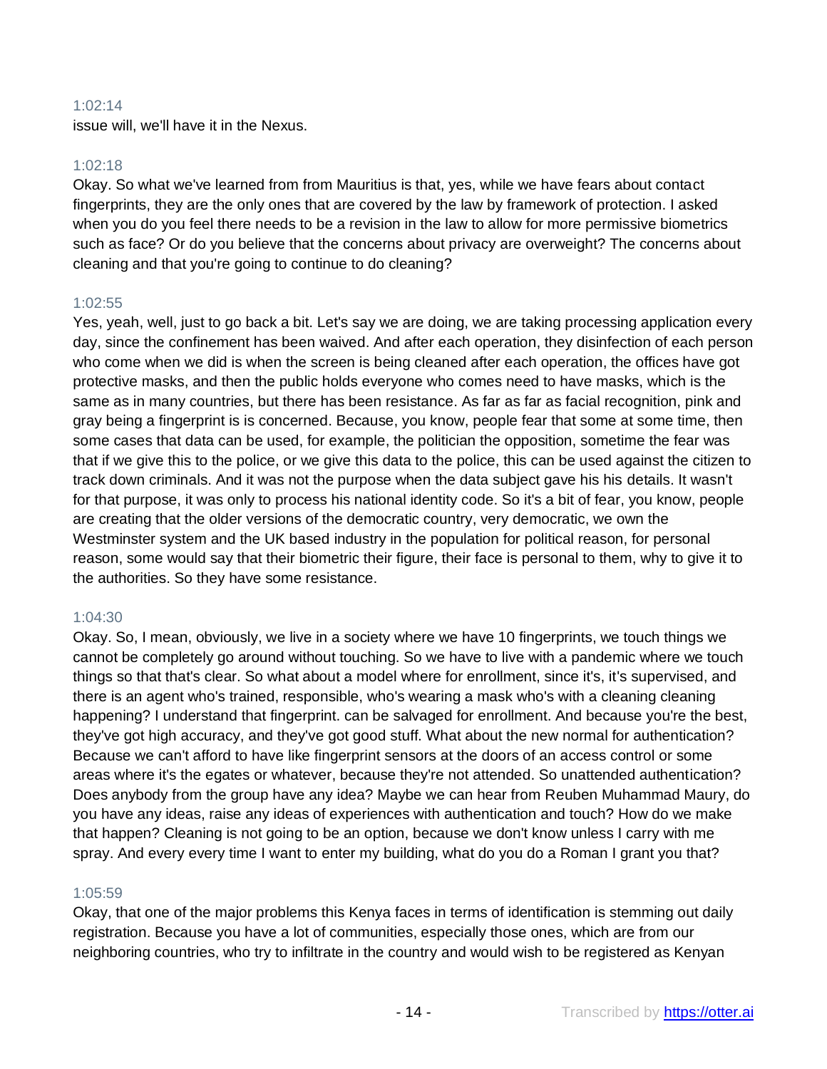1:02:14

issue will, we'll have it in the Nexus.

1:02:18

Okay. So what we've learned from from Mauritius is that, yes, while we have fears about contact fingerprints, they are the only ones that are covered by the law by framework of protection. I asked when you do you feel there needs to be a revision in the law to allow for more permissive biometrics such as face? Or do you believe that the concerns about privacy are overweight? The concerns about cleaning and that you're going to continue to do cleaning?

1:02:55

Yes, yeah, well, just to go back a bit. Let's say we are doing, we are taking processing application every day, since the confinement has been waived. And after each operation, they disinfection of each person who come when we did is when the screen is being cleaned after each operation, the offices have got protective masks, and then the public holds everyone who comes need to have masks, which is the same as in many countries, but there has been resistance. As far as far as facial recognition, pink and gray being a fingerprint is is concerned. Because, you know, people fear that some at some time, then some cases that data can be used, for example, the politician the opposition, sometime the fear was that if we give this to the police, or we give this data to the police, this can be used against the citizen to track down criminals. And it was not the purpose when the data subject gave his his details. It wasn't for that purpose, it was only to process his national identity code. So it's a bit of fear, you know, people are creating that the older versions of the democratic country, very democratic, we own the Westminster system and the UK based industry in the population for political reason, for personal reason, some would say that their biometric their figure, their face is personal to them, why to give it to the authorities. So they have some resistance.

1:04:30

Okay. So, I mean, obviously, we live in a society where we have 10 fingerprints, we touch things we cannot be completely go around without touching. So we have to live with a pandemic where we touch things so that that's clear. So what about a model where for enrollment, since it's, it's supervised, and there is an agent who's trained, responsible, who's wearing a mask who's with a cleaning cleaning happening? I understand that fingerprint. can be salvaged for enrollment. And because you're the best, they've got high accuracy, and they've got good stuff. What about the new normal for authentication? Because we can't afford to have like fingerprint sensors at the doors of an access control or some areas where it's the egates or whatever, because they're not attended. So unattended authentication? Does anybody from the group have any idea? Maybe we can hear from Reuben Muhammad Maury, do you have any ideas, raise any ideas of experiences with authentication and touch? How do we make that happen? Cleaning is not going to be an option, because we don't know unless I carry with me spray. And every every time I want to enter my building, what do you do a Roman I grant you that?

1:05:59

Okay, that one of the major problems this Kenya faces in terms of identification is stemming out daily registration. Because you have a lot of communities, especially those ones, which are from our neighboring countries, who try to infiltrate in the country and would wish to be registered as Kenyan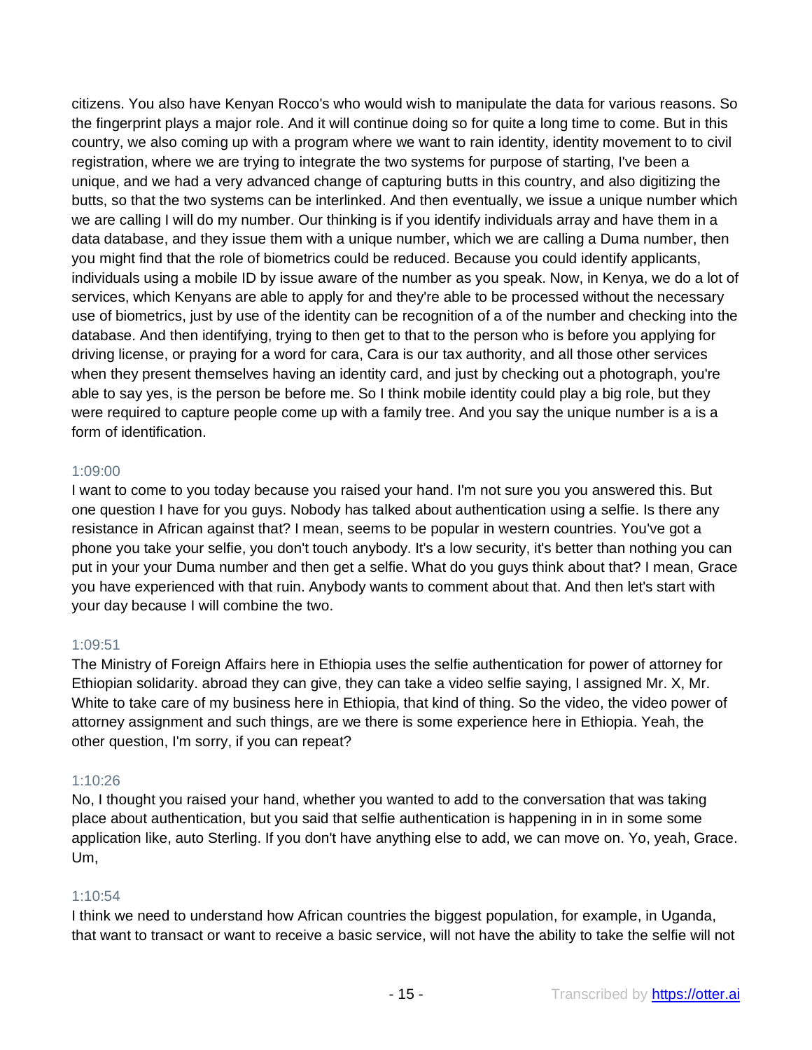citizens. You also have Kenyan Rocco's who would wish to manipulate the data for various reasons. So the fingerprint plays a major role. And it will continue doing so for quite a long time to come. But in this country, we also coming up with a program where we want to rain identity, identity movement to to civil registration, where we are trying to integrate the two systems for purpose of starting, I've been a unique, and we had a very advanced change of capturing butts in this country, and also digitizing the butts, so that the two systems can be interlinked. And then eventually, we issue a unique number which we are calling I will do my number. Our thinking is if you identify individuals array and have them in a data database, and they issue them with a unique number, which we are calling a Duma number, then you might find that the role of biometrics could be reduced. Because you could identify applicants, individuals using a mobile ID by issue aware of the number as you speak. Now, in Kenya, we do a lot of services, which Kenyans are able to apply for and they're able to be processed without the necessary use of biometrics, just by use of the identity can be recognition of a of the number and checking into the database. And then identifying, trying to then get to that to the person who is before you applying for driving license, or praying for a word for cara, Cara is our tax authority, and all those other services when they present themselves having an identity card, and just by checking out a photograph, you're able to say yes, is the person be before me. So I think mobile identity could play a big role, but they were required to capture people come up with a family tree. And you say the unique number is a is a form of identification.

1:09:00

I want to come to you today because you raised your hand. I'm not sure you you answered this. But one question I have for you guys. Nobody has talked about authentication using a selfie. Is there any resistance in African against that? I mean, seems to be popular in western countries. You've got a phone you take your selfie, you don't touch anybody. It's a low security, it's better than nothing you can put in your your Duma number and then get a selfie. What do you guys think about that? I mean, Grace you have experienced with that ruin. Anybody wants to comment about that. And then let's start with your day because I will combine the two.

1:09:51

The Ministry of Foreign Affairs here in Ethiopia uses the selfie authentication for power of attorney for Ethiopian solidarity. abroad they can give, they can take a video selfie saying, I assigned Mr. X, Mr. White to take care of my business here in Ethiopia, that kind of thing. So the video, the video power of attorney assignment and such things, are we there is some experience here in Ethiopia. Yeah, the other question, I'm sorry, if you can repeat?

1:10:26

No, I thought you raised your hand, whether you wanted to add to the conversation that was taking place about authentication, but you said that selfie authentication is happening in in in some some application like, auto Sterling. If you don't have anything else to add, we can move on. Yo, yeah, Grace. Um,

1:10:54

I think we need to understand how African countries the biggest population, for example, in Uganda, that want to transact or want to receive a basic service, will not have the ability to take the selfie will not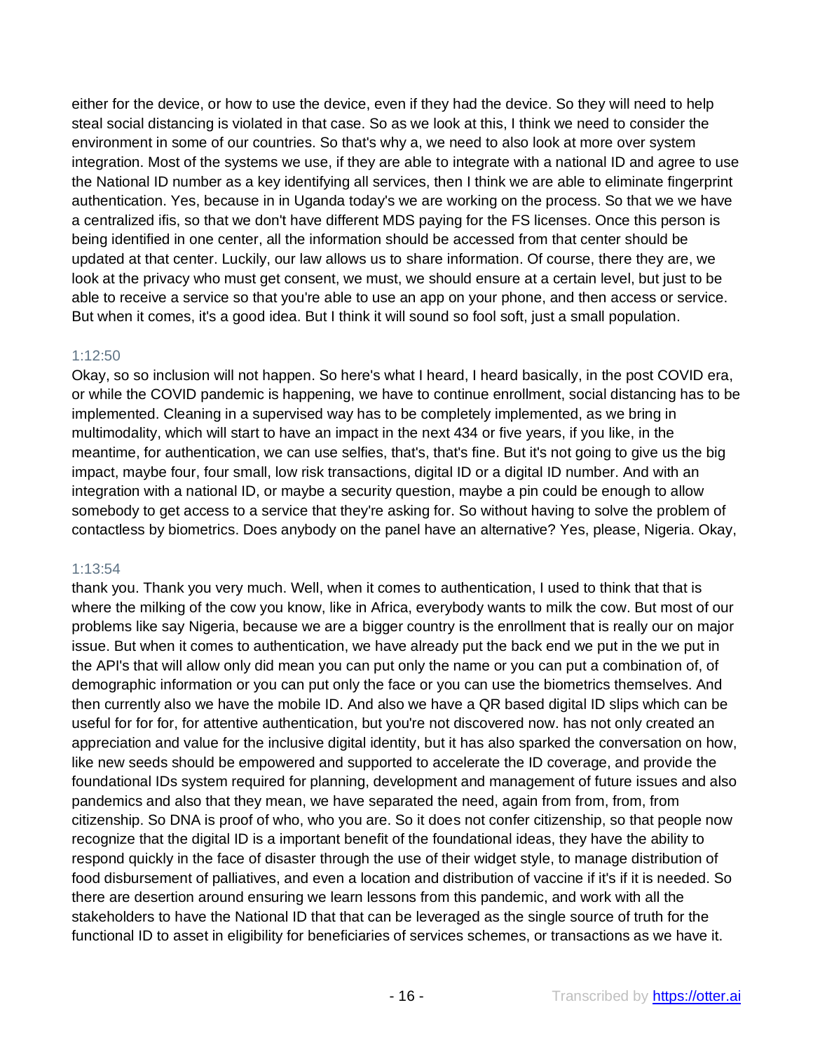either for the device, or how to use the device, even if they had the device. So they will need to help steal social distancing is violated in that case. So as we look at this, I think we need to consider the environment in some of our countries. So that's why a, we need to also look at more over system integration. Most of the systems we use, if they are able to integrate with a national ID and agree to use the National ID number as a key identifying all services, then I think we are able to eliminate fingerprint authentication. Yes, because in in Uganda today's we are working on the process. So that we we have a centralized ifis, so that we don't have different MDS paying for the FS licenses. Once this person is being identified in one center, all the information should be accessed from that center should be updated at that center. Luckily, our law allows us to share information. Of course, there they are, we look at the privacy who must get consent, we must, we should ensure at a certain level, but just to be able to receive a service so that you're able to use an app on your phone, and then access or service. But when it comes, it's a good idea. But I think it will sound so fool soft, just a small population.

1:12:50

Okay, so so inclusion will not happen. So here's what I heard, I heard basically, in the post COVID era, or while the COVID pandemic is happening, we have to continue enrollment, social distancing has to be implemented. Cleaning in a supervised way has to be completely implemented, as we bring in multimodality, which will start to have an impact in the next 434 or five years, if you like, in the meantime, for authentication, we can use selfies, that's, that's fine. But it's not going to give us the big impact, maybe four, four small, low risk transactions, digital ID or a digital ID number. And with an integration with a national ID, or maybe a security question, maybe a pin could be enough to allow somebody to get access to a service that they're asking for. So without having to solve the problem of contactless by biometrics. Does anybody on the panel have an alternative? Yes, please, Nigeria. Okay,

1:13:54

thank you. Thank you very much. Well, when it comes to authentication, I used to think that that is where the milking of the cow you know, like in Africa, everybody wants to milk the cow. But most of our problems like say Nigeria, because we are a bigger country is the enrollment that is really our on major issue. But when it comes to authentication, we have already put the back end we put in the we put in the API's that will allow only did mean you can put only the name or you can put a combination of, of demographic information or you can put only the face or you can use the biometrics themselves. And then currently also we have the mobile ID. And also we have a QR based digital ID slips which can be useful for for for, for attentive authentication, but you're not discovered now. has not only created an appreciation and value for the inclusive digital identity, but it has also sparked the conversation on how, like new seeds should be empowered and supported to accelerate the ID coverage, and provide the foundational IDs system required for planning, development and management of future issues and also pandemics and also that they mean, we have separated the need, again from from, from, from citizenship. So DNA is proof of who, who you are. So it does not confer citizenship, so that people now recognize that the digital ID is a important benefit of the foundational ideas, they have the ability to respond quickly in the face of disaster through the use of their widget style, to manage distribution of food disbursement of palliatives, and even a location and distribution of vaccine if it's if it is needed. So there are desertion around ensuring we learn lessons from this pandemic, and work with all the stakeholders to have the National ID that that can be leveraged as the single source of truth for the functional ID to asset in eligibility for beneficiaries of services schemes, or transactions as we have it.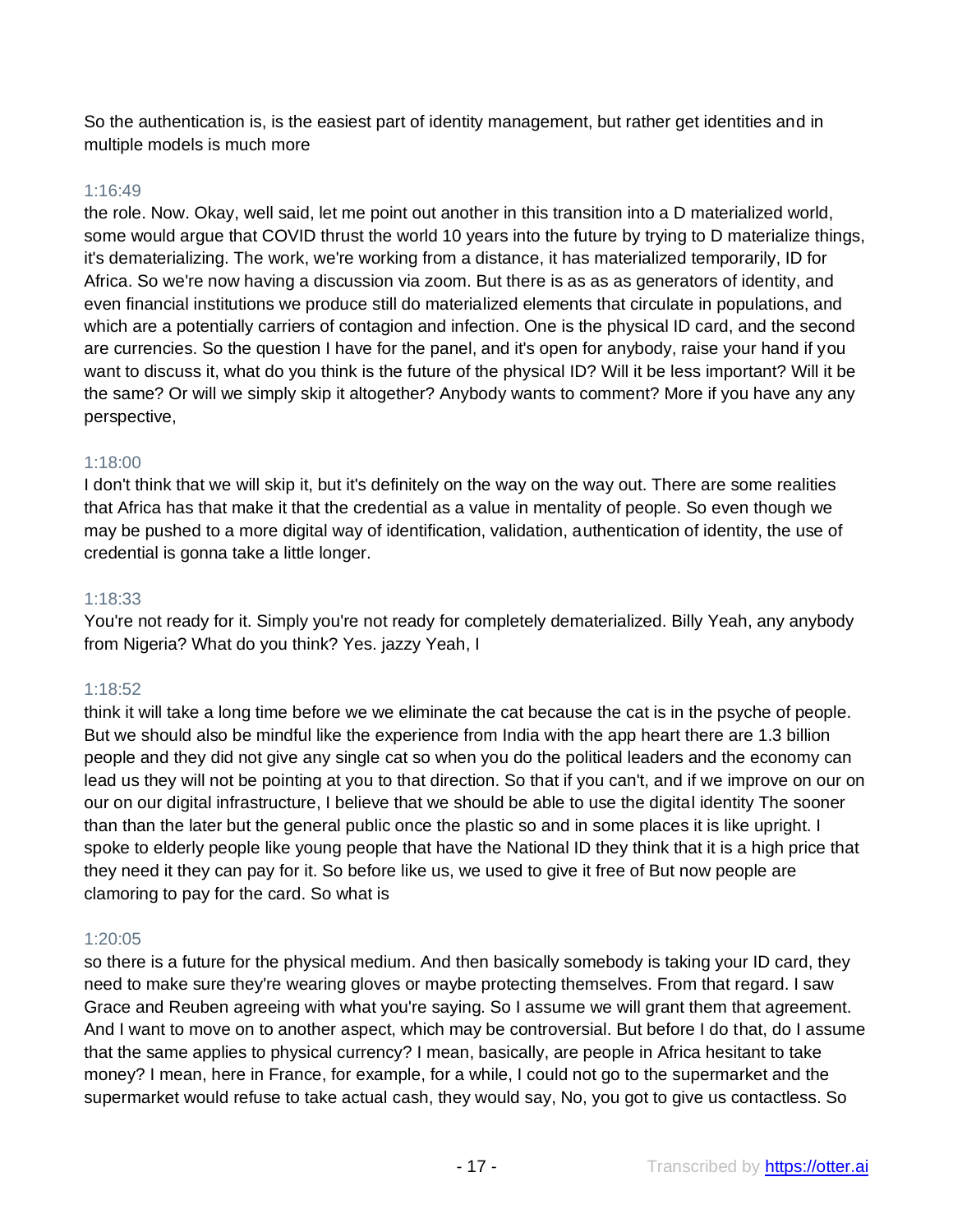So the authentication is, is the easiest part of identity management, but rather get identities and in multiple models is much more

1:16:49

the role. Now. Okay, well said, let me point out another in this transition into a D materialized world, some would argue that COVID thrust the world 10 years into the future by trying to D materialize things, it's dematerializing. The work, we're working from a distance, it has materialized temporarily, ID for Africa. So we're now having a discussion via zoom. But there is as as as generators of identity, and even financial institutions we produce still do materialized elements that circulate in populations, and which are a potentially carriers of contagion and infection. One is the physical ID card, and the second are currencies. So the question I have for the panel, and it's open for anybody, raise your hand if you want to discuss it, what do you think is the future of the physical ID? Will it be less important? Will it be the same? Or will we simply skip it altogether? Anybody wants to comment? More if you have any any perspective,

1:18:00

I don't think that we will skip it, but it's definitely on the way on the way out. There are some realities that Africa has that make it that the credential as a value in mentality of people. So even though we may be pushed to a more digital way of identification, validation, authentication of identity, the use of credential is gonna take a little longer.

1:18:33

You're not ready for it. Simply you're not ready for completely dematerialized. Billy Yeah, any anybody from Nigeria? What do you think? Yes. jazzy Yeah, I

1:18:52

think it will take a long time before we we eliminate the cat because the cat is in the psyche of people. But we should also be mindful like the experience from India with the app heart there are 1.3 billion people and they did not give any single cat so when you do the political leaders and the economy can lead us they will not be pointing at you to that direction. So that if you can't, and if we improve on our on our on our digital infrastructure, I believe that we should be able to use the digital identity The sooner than than the later but the general public once the plastic so and in some places it is like upright. I spoke to elderly people like young people that have the National ID they think that it is a high price that they need it they can pay for it. So before like us, we used to give it free of But now people are clamoring to pay for the card. So what is

1:20:05

so there is a future for the physical medium. And then basically somebody is taking your ID card, they need to make sure they're wearing gloves or maybe protecting themselves. From that regard. I saw Grace and Reuben agreeing with what you're saying. So I assume we will grant them that agreement. And I want to move on to another aspect, which may be controversial. But before I do that, do I assume that the same applies to physical currency? I mean, basically, are people in Africa hesitant to take money? I mean, here in France, for example, for a while, I could not go to the supermarket and the supermarket would refuse to take actual cash, they would say, No, you got to give us contactless. So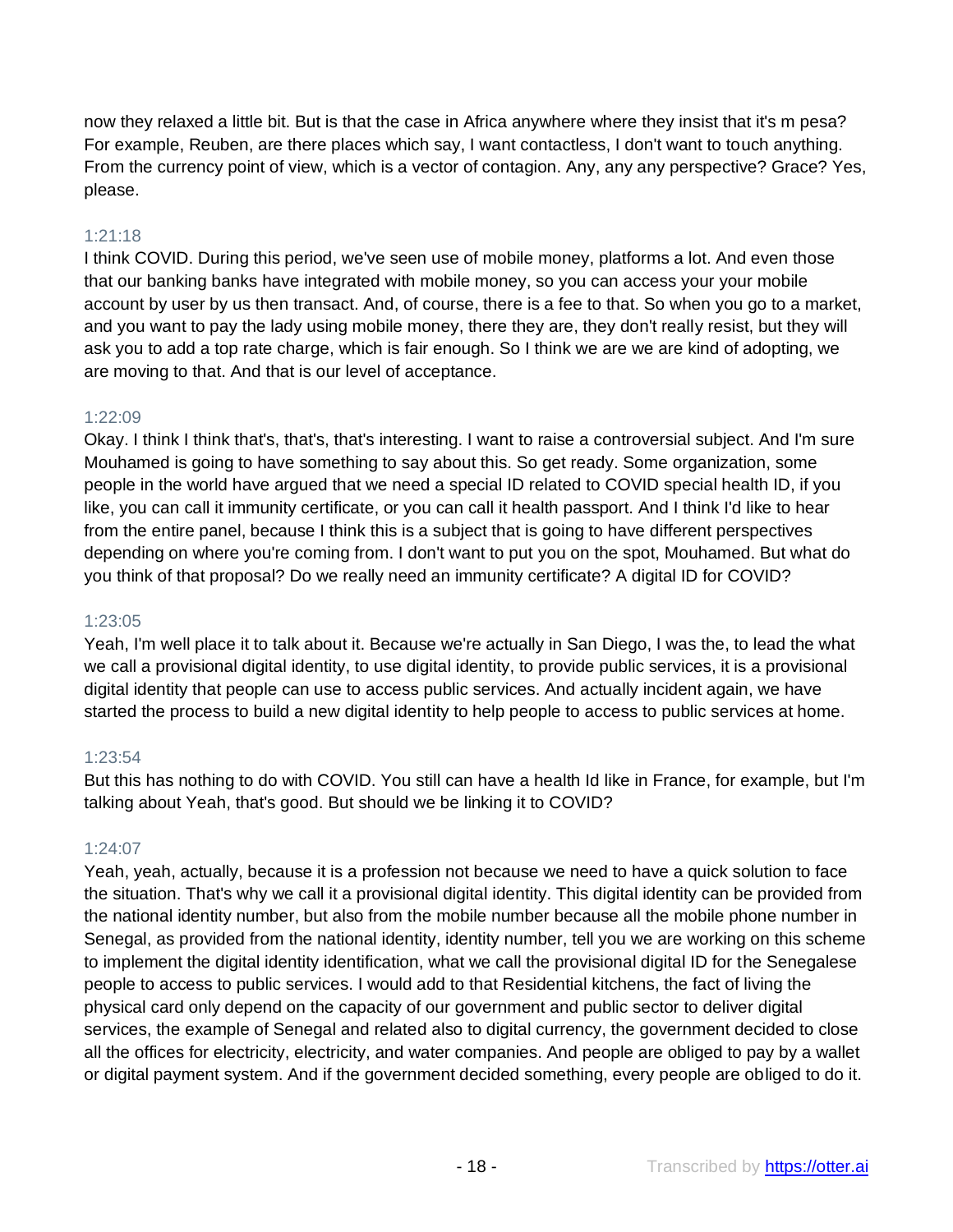now they relaxed a little bit. But is that the case in Africa anywhere where they insist that it's m pesa? For example, Reuben, are there places which say, I want contactless, I don't want to touch anything. From the currency point of view, which is a vector of contagion. Any, any any perspective? Grace? Yes, please.

1:21:18

I think COVID. During this period, we've seen use of mobile money, platforms a lot. And even those that our banking banks have integrated with mobile money, so you can access your your mobile account by user by us then transact. And, of course, there is a fee to that. So when you go to a market, and you want to pay the lady using mobile money, there they are, they don't really resist, but they will ask you to add a top rate charge, which is fair enough. So I think we are we are kind of adopting, we are moving to that. And that is our level of acceptance.

1:22:09

Okay. I think I think that's, that's, that's interesting. I want to raise a controversial subject. And I'm sure Mouhamed is going to have something to say about this. So get ready. Some organization, some people in the world have argued that we need a special ID related to COVID special health ID, if you like, you can call it immunity certificate, or you can call it health passport. And I think I'd like to hear from the entire panel, because I think this is a subject that is going to have different perspectives depending on where you're coming from. I don't want to put you on the spot, Mouhamed. But what do you think of that proposal? Do we really need an immunity certificate? A digital ID for COVID?

1:23:05

Yeah, I'm well place it to talk about it. Because we're actually in San Diego, I was the, to lead the what we call a provisional digital identity, to use digital identity, to provide public services, it is a provisional digital identity that people can use to access public services. And actually incident again, we have started the process to build a new digital identity to help people to access to public services at home.

1:23:54

But this has nothing to do with COVID. You still can have a health Id like in France, for example, but I'm talking about Yeah, that's good. But should we be linking it to COVID?

1:24:07

Yeah, yeah, actually, because it is a profession not because we need to have a quick solution to face the situation. That's why we call it a provisional digital identity. This digital identity can be provided from the national identity number, but also from the mobile number because all the mobile phone number in Senegal, as provided from the national identity, identity number, tell you we are working on this scheme to implement the digital identity identification, what we call the provisional digital ID for the Senegalese people to access to public services. I would add to that Residential kitchens, the fact of living the physical card only depend on the capacity of our government and public sector to deliver digital services, the example of Senegal and related also to digital currency, the government decided to close all the offices for electricity, electricity, and water companies. And people are obliged to pay by a wallet or digital payment system. And if the government decided something, every people are obliged to do it.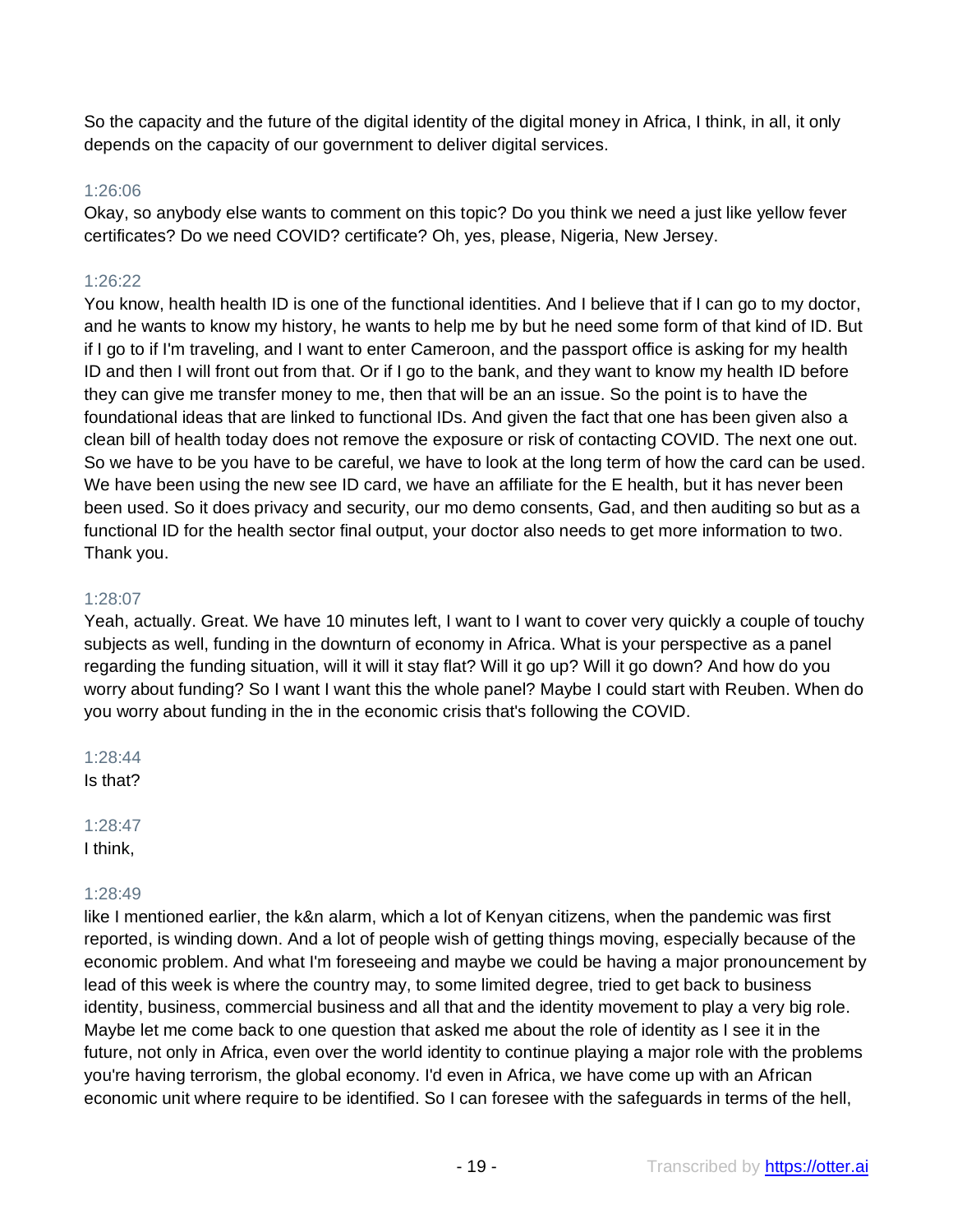So the capacity and the future of the digital identity of the digital money in Africa, I think, in all, it only depends on the capacity of our government to deliver digital services.

1:26:06

Okay, so anybody else wants to comment on this topic? Do you think we need a just like yellow fever certificates? Do we need COVID? certificate? Oh, yes, please, Nigeria, New Jersey.

1:26:22

You know, health health ID is one of the functional identities. And I believe that if I can go to my doctor, and he wants to know my history, he wants to help me by but he need some form of that kind of ID. But if I go to if I'm traveling, and I want to enter Cameroon, and the passport office is asking for my health ID and then I will front out from that. Or if I go to the bank, and they want to know my health ID before they can give me transfer money to me, then that will be an an issue. So the point is to have the foundational ideas that are linked to functional IDs. And given the fact that one has been given also a clean bill of health today does not remove the exposure or risk of contacting COVID. The next one out. So we have to be you have to be careful, we have to look at the long term of how the card can be used. We have been using the new see ID card, we have an affiliate for the E health, but it has never been been used. So it does privacy and security, our mo demo consents, Gad, and then auditing so but as a functional ID for the health sector final output, your doctor also needs to get more information to two. Thank you.

1:28:07

Yeah, actually. Great. We have 10 minutes left, I want to I want to cover very quickly a couple of touchy subjects as well, funding in the downturn of economy in Africa. What is your perspective as a panel regarding the funding situation, will it will it stay flat? Will it go up? Will it go down? And how do you worry about funding? So I want I want this the whole panel? Maybe I could start with Reuben. When do you worry about funding in the in the economic crisis that's following the COVID.

1:28:44

Is that?

1:28:47

I think,

1:28:49

like I mentioned earlier, the k&n alarm, which a lot of Kenyan citizens, when the pandemic was first reported, is winding down. And a lot of people wish of getting things moving, especially because of the economic problem. And what I'm foreseeing and maybe we could be having a major pronouncement by lead of this week is where the country may, to some limited degree, tried to get back to business identity, business, commercial business and all that and the identity movement to play a very big role. Maybe let me come back to one question that asked me about the role of identity as I see it in the future, not only in Africa, even over the world identity to continue playing a major role with the problems you're having terrorism, the global economy. I'd even in Africa, we have come up with an African economic unit where require to be identified. So I can foresee with the safeguards in terms of the hell,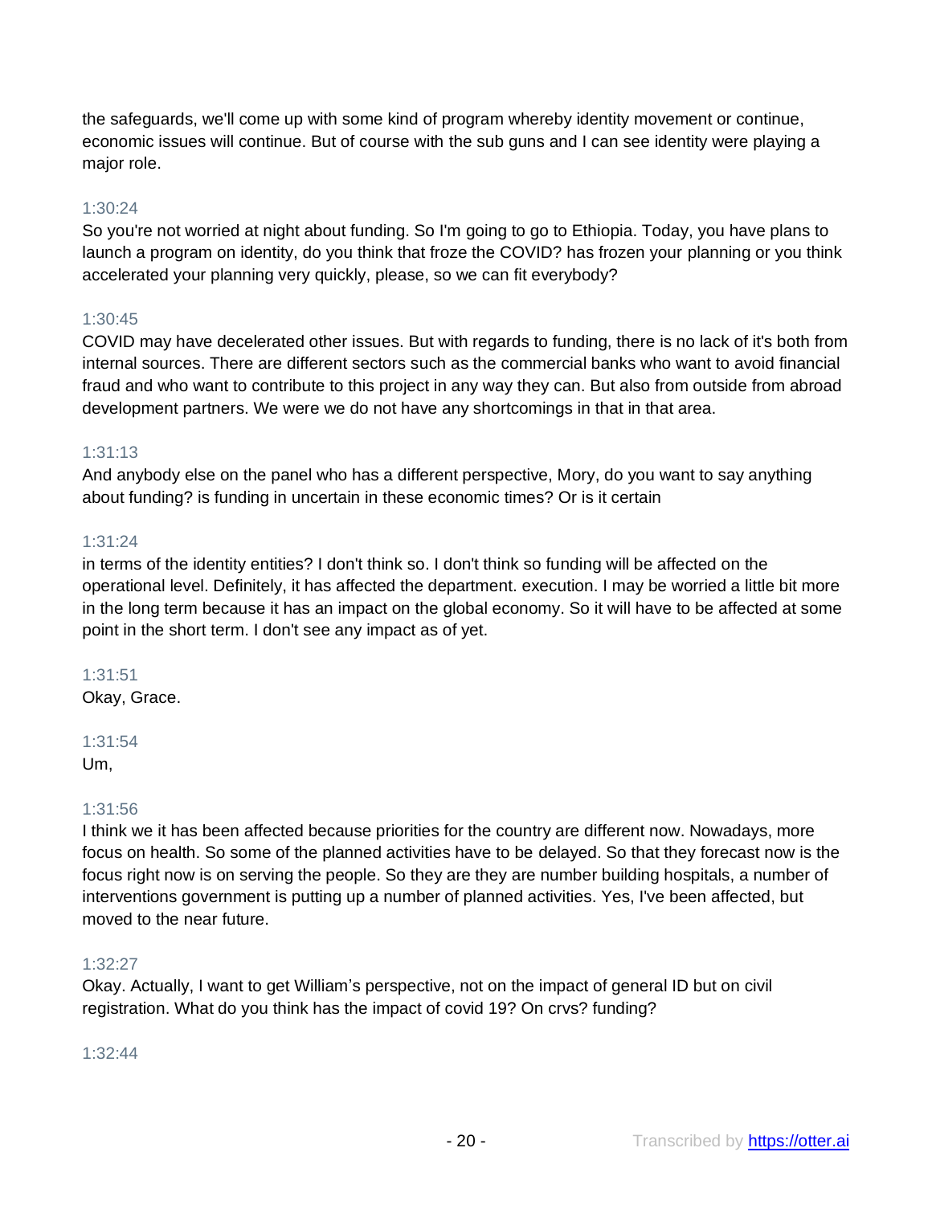the safeguards, we'll come up with some kind of program whereby identity movement or continue, economic issues will continue. But of course with the sub guns and I can see identity were playing a major role.

1:30:24
So you're not worried at night about funding. So I'm going to go to Ethiopia. Today, you have plans to launch a program on identity, do you think that froze the COVID? has frozen your planning or you think accelerated your planning very quickly, please, so we can fit everybody?

1:30:45
COVID may have decelerated other issues. But with regards to funding, there is no lack of it's both from internal sources. There are different sectors such as the commercial banks who want to avoid financial fraud and who want to contribute to this project in any way they can. But also from outside from abroad development partners. We were we do not have any shortcomings in that in that area.

1:31:13
And anybody else on the panel who has a different perspective, Mory, do you want to say anything about funding? is funding in uncertain in these economic times? Or is it certain

1:31:24
in terms of the identity entities? I don't think so. I don't think so funding will be affected on the operational level. Definitely, it has affected the department. execution. I may be worried a little bit more in the long term because it has an impact on the global economy. So it will have to be affected at some point in the short term. I don't see any impact as of yet.

1:31:51
Okay, Grace.

1:31:54
Um,

1:31:56
I think we it has been affected because priorities for the country are different now. Nowadays, more focus on health. So some of the planned activities have to be delayed. So that they forecast now is the focus right now is on serving the people. So they are they are number building hospitals, a number of interventions government is putting up a number of planned activities. Yes, I've been affected, but moved to the near future.

1:32:27
Okay. Actually, I want to get William's perspective, not on the impact of general ID but on civil registration. What do you think has the impact of covid 19? On crvs? funding?

1:32:44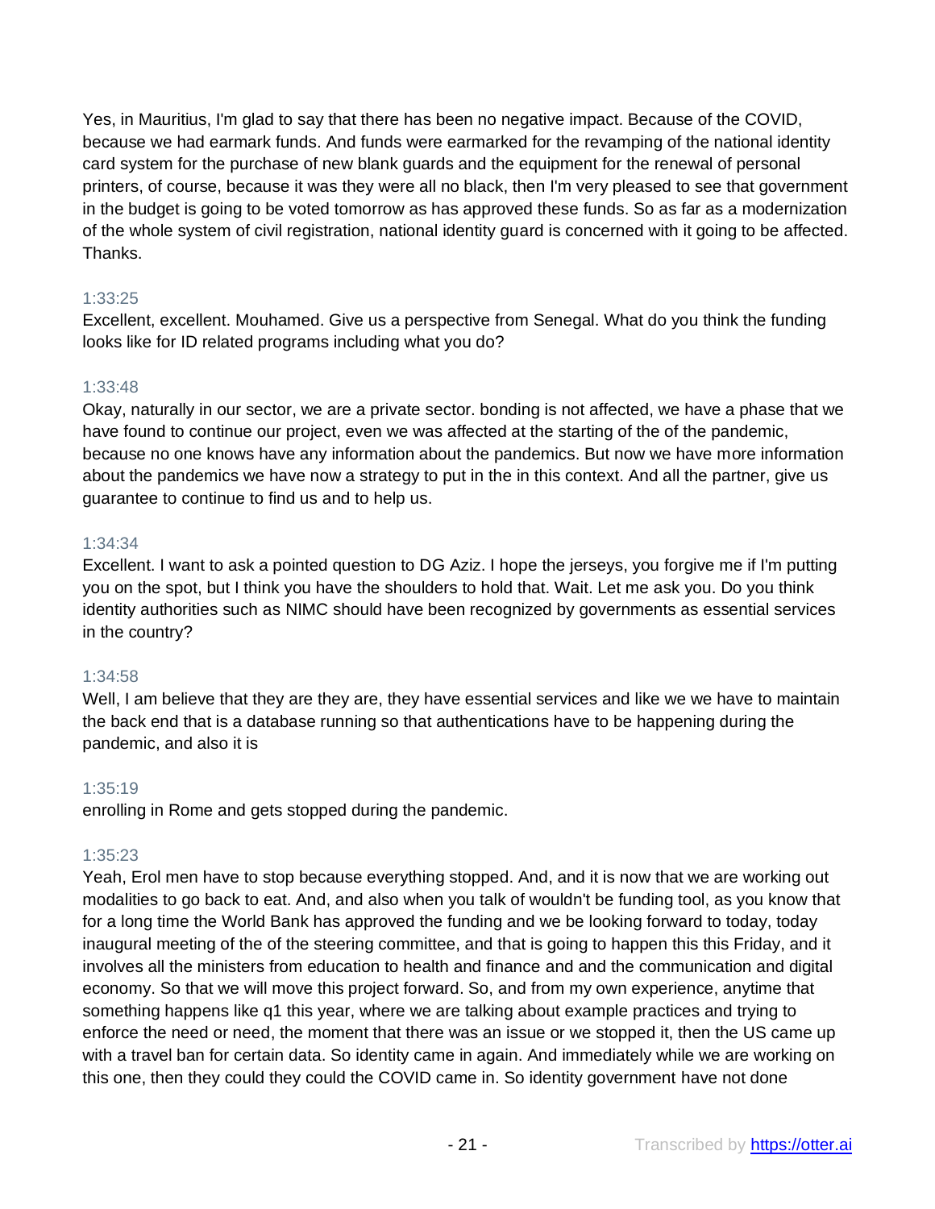Yes, in Mauritius, I'm glad to say that there has been no negative impact. Because of the COVID, because we had earmark funds. And funds were earmarked for the revamping of the national identity card system for the purchase of new blank guards and the equipment for the renewal of personal printers, of course, because it was they were all no black, then I'm very pleased to see that government in the budget is going to be voted tomorrow as has approved these funds. So as far as a modernization of the whole system of civil registration, national identity guard is concerned with it going to be affected. Thanks.

1:33:25
Excellent, excellent. Mouhamed. Give us a perspective from Senegal. What do you think the funding looks like for ID related programs including what you do?

1:33:48
Okay, naturally in our sector, we are a private sector. bonding is not affected, we have a phase that we have found to continue our project, even we was affected at the starting of the of the pandemic, because no one knows have any information about the pandemics. But now we have more information about the pandemics we have now a strategy to put in the in this context. And all the partner, give us guarantee to continue to find us and to help us.

1:34:34
Excellent. I want to ask a pointed question to DG Aziz. I hope the jerseys, you forgive me if I'm putting you on the spot, but I think you have the shoulders to hold that. Wait. Let me ask you. Do you think identity authorities such as NIMC should have been recognized by governments as essential services in the country?

1:34:58
Well, I am believe that they are they are, they have essential services and like we we have to maintain the back end that is a database running so that authentications have to be happening during the pandemic, and also it is

1:35:19
enrolling in Rome and gets stopped during the pandemic.

1:35:23
Yeah, Erol men have to stop because everything stopped. And, and it is now that we are working out modalities to go back to eat. And, and also when you talk of wouldn't be funding tool, as you know that for a long time the World Bank has approved the funding and we be looking forward to today, today inaugural meeting of the of the steering committee, and that is going to happen this this Friday, and it involves all the ministers from education to health and finance and and the communication and digital economy. So that we will move this project forward. So, and from my own experience, anytime that something happens like q1 this year, where we are talking about example practices and trying to enforce the need or need, the moment that there was an issue or we stopped it, then the US came up with a travel ban for certain data. So identity came in again. And immediately while we are working on this one, then they could they could the COVID came in. So identity government have not done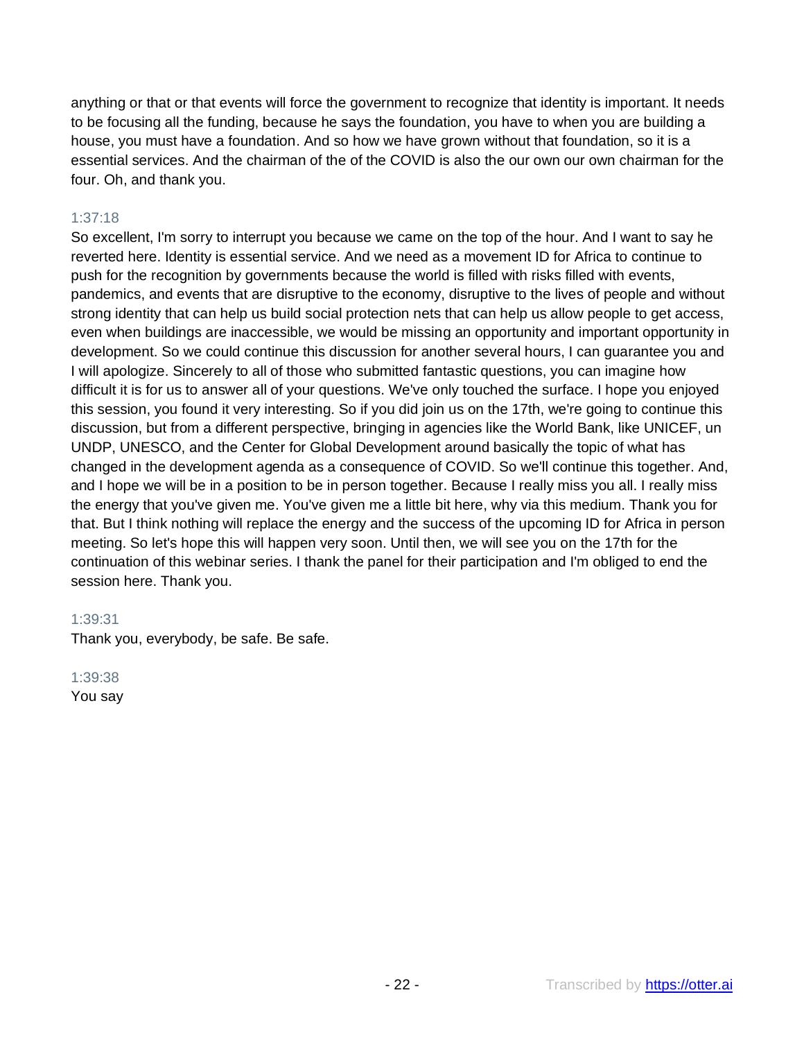anything or that or that events will force the government to recognize that identity is important. It needs to be focusing all the funding, because he says the foundation, you have to when you are building a house, you must have a foundation. And so how we have grown without that foundation, so it is a essential services. And the chairman of the of the COVID is also the our own our own chairman for the four. Oh, and thank you.

1:37:18
So excellent, I'm sorry to interrupt you because we came on the top of the hour. And I want to say he reverted here. Identity is essential service. And we need as a movement ID for Africa to continue to push for the recognition by governments because the world is filled with risks filled with events, pandemics, and events that are disruptive to the economy, disruptive to the lives of people and without strong identity that can help us build social protection nets that can help us allow people to get access, even when buildings are inaccessible, we would be missing an opportunity and important opportunity in development. So we could continue this discussion for another several hours, I can guarantee you and I will apologize. Sincerely to all of those who submitted fantastic questions, you can imagine how difficult it is for us to answer all of your questions. We've only touched the surface. I hope you enjoyed this session, you found it very interesting. So if you did join us on the 17th, we're going to continue this discussion, but from a different perspective, bringing in agencies like the World Bank, like UNICEF, un UNDP, UNESCO, and the Center for Global Development around basically the topic of what has changed in the development agenda as a consequence of COVID. So we'll continue this together. And, and I hope we will be in a position to be in person together. Because I really miss you all. I really miss the energy that you've given me. You've given me a little bit here, why via this medium. Thank you for that. But I think nothing will replace the energy and the success of the upcoming ID for Africa in person meeting. So let's hope this will happen very soon. Until then, we will see you on the 17th for the continuation of this webinar series. I thank the panel for their participation and I'm obliged to end the session here. Thank you.

1:39:31
Thank you, everybody, be safe. Be safe.

1:39:38
You say